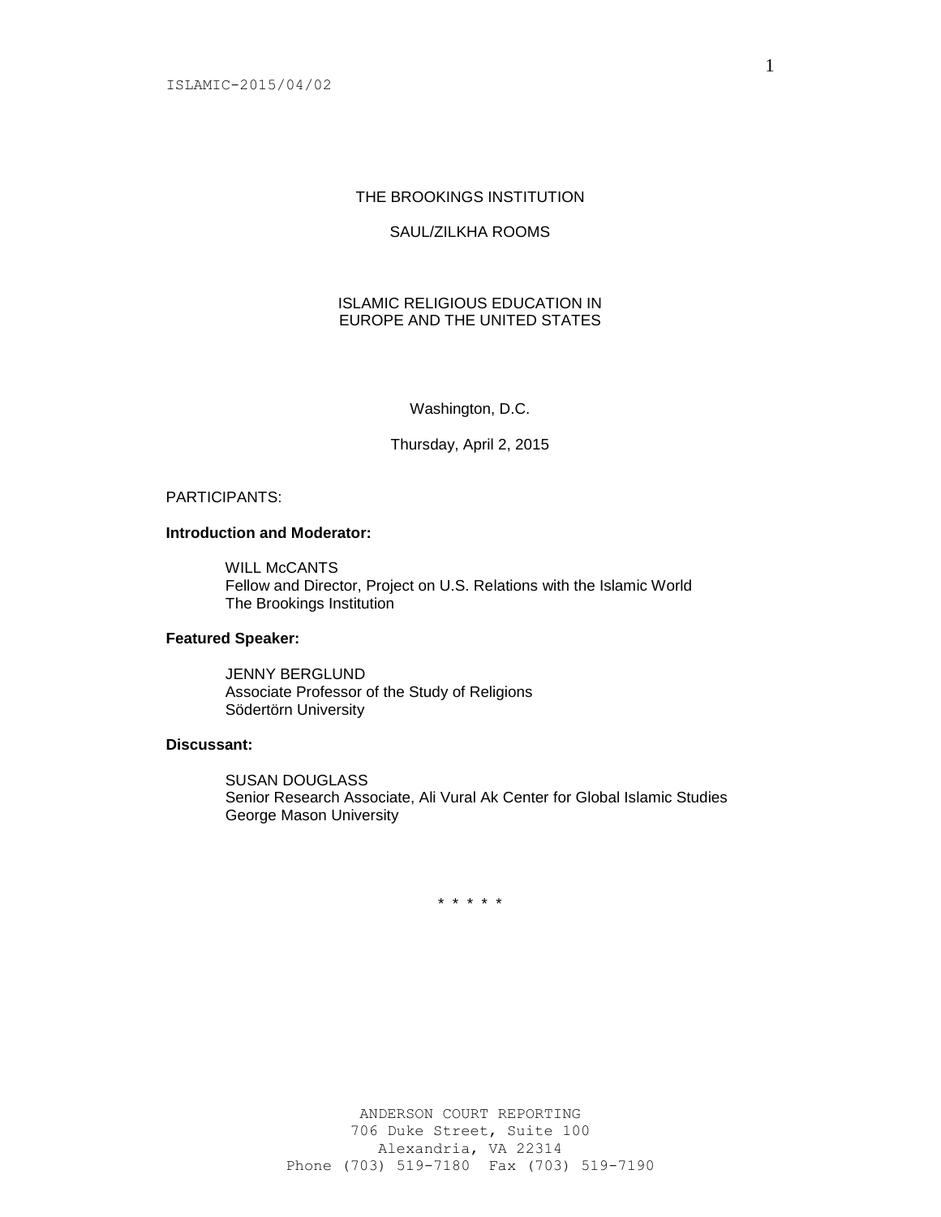THE BROOKINGS INSTITUTION

SAUL/ZILKHA ROOMS

# ISLAMIC RELIGIOUS EDUCATION IN EUROPE AND THE UNITED STATES

Washington, D.C.

Thursday, April 2, 2015

PARTICIPANTS:

**Introduction and Moderator:**

WILL McCANTS
Fellow and Director, Project on U.S. Relations with the Islamic World
The Brookings Institution

**Featured Speaker:**

JENNY BERGLUND
Associate Professor of the Study of Religions
Södertörn University

**Discussant:**

SUSAN DOUGLASS
Senior Research Associate, Ali Vural Ak Center for Global Islamic Studies
George Mason University

\* \* \* \* \*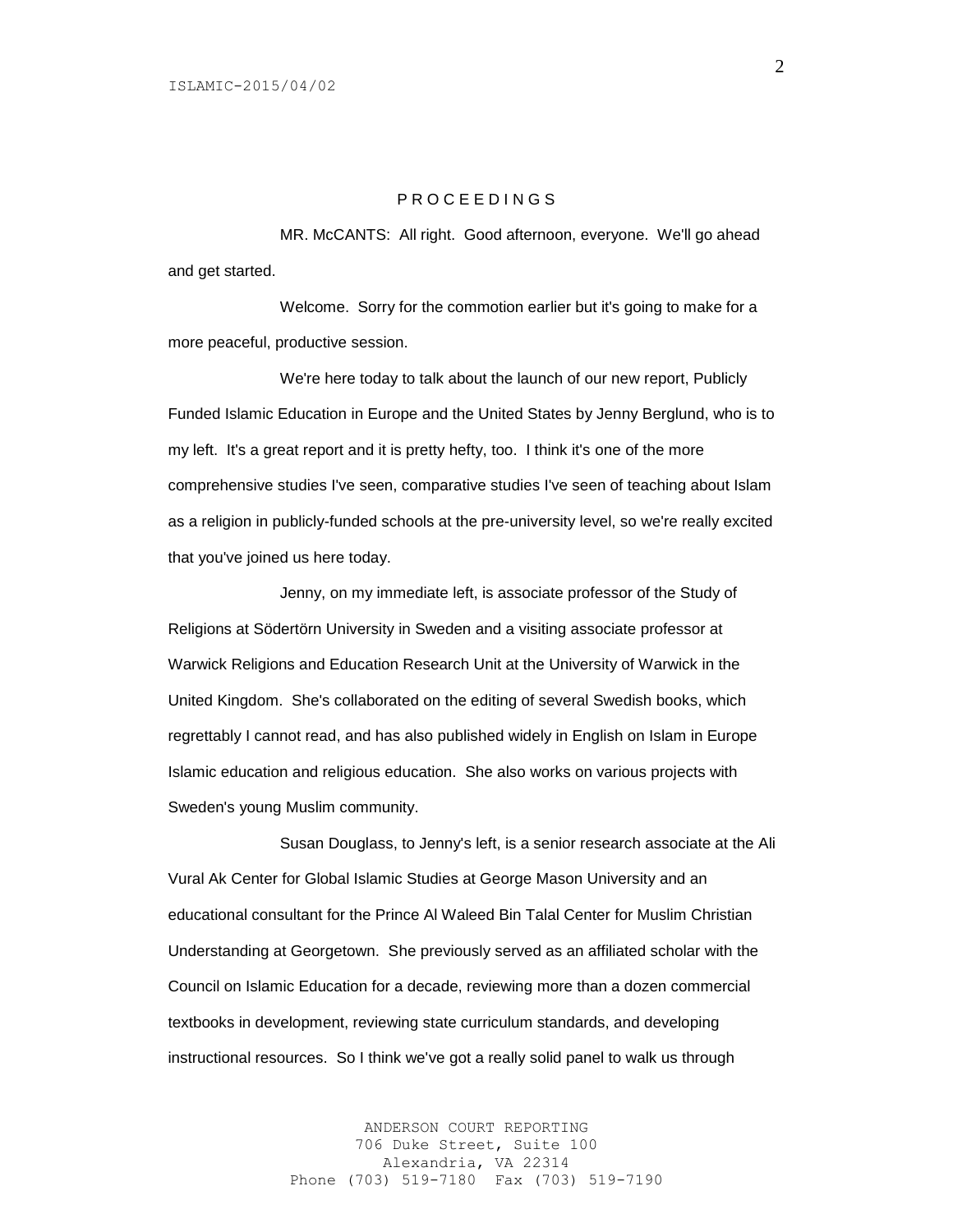P R O C E E D I N G S

MR. McCANTS: All right. Good afternoon, everyone. We'll go ahead and get started.

Welcome. Sorry for the commotion earlier but it's going to make for a more peaceful, productive session.

We're here today to talk about the launch of our new report, Publicly Funded Islamic Education in Europe and the United States by Jenny Berglund, who is to my left. It's a great report and it is pretty hefty, too. I think it's one of the more comprehensive studies I've seen, comparative studies I've seen of teaching about Islam as a religion in publicly-funded schools at the pre-university level, so we're really excited that you've joined us here today.

Jenny, on my immediate left, is associate professor of the Study of Religions at Södertörn University in Sweden and a visiting associate professor at Warwick Religions and Education Research Unit at the University of Warwick in the United Kingdom. She's collaborated on the editing of several Swedish books, which regrettably I cannot read, and has also published widely in English on Islam in Europe Islamic education and religious education. She also works on various projects with Sweden's young Muslim community.

Susan Douglass, to Jenny's left, is a senior research associate at the Ali Vural Ak Center for Global Islamic Studies at George Mason University and an educational consultant for the Prince Al Waleed Bin Talal Center for Muslim Christian Understanding at Georgetown. She previously served as an affiliated scholar with the Council on Islamic Education for a decade, reviewing more than a dozen commercial textbooks in development, reviewing state curriculum standards, and developing instructional resources. So I think we've got a really solid panel to walk us through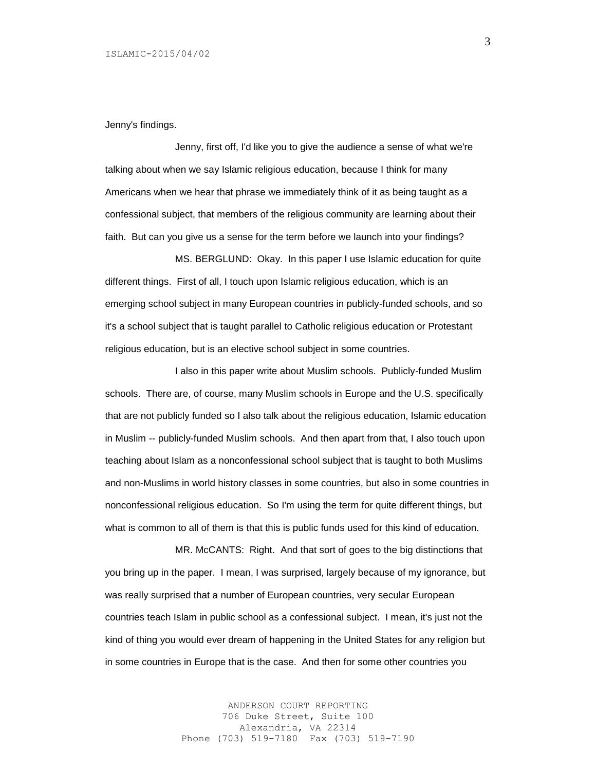Jenny's findings.

Jenny, first off, I'd like you to give the audience a sense of what we're talking about when we say Islamic religious education, because I think for many Americans when we hear that phrase we immediately think of it as being taught as a confessional subject, that members of the religious community are learning about their faith. But can you give us a sense for the term before we launch into your findings?

MS. BERGLUND: Okay. In this paper I use Islamic education for quite different things. First of all, I touch upon Islamic religious education, which is an emerging school subject in many European countries in publicly-funded schools, and so it's a school subject that is taught parallel to Catholic religious education or Protestant religious education, but is an elective school subject in some countries.

I also in this paper write about Muslim schools. Publicly-funded Muslim schools. There are, of course, many Muslim schools in Europe and the U.S. specifically that are not publicly funded so I also talk about the religious education, Islamic education in Muslim -- publicly-funded Muslim schools. And then apart from that, I also touch upon teaching about Islam as a nonconfessional school subject that is taught to both Muslims and non-Muslims in world history classes in some countries, but also in some countries in nonconfessional religious education. So I'm using the term for quite different things, but what is common to all of them is that this is public funds used for this kind of education.

MR. McCANTS: Right. And that sort of goes to the big distinctions that you bring up in the paper. I mean, I was surprised, largely because of my ignorance, but was really surprised that a number of European countries, very secular European countries teach Islam in public school as a confessional subject. I mean, it's just not the kind of thing you would ever dream of happening in the United States for any religion but in some countries in Europe that is the case. And then for some other countries you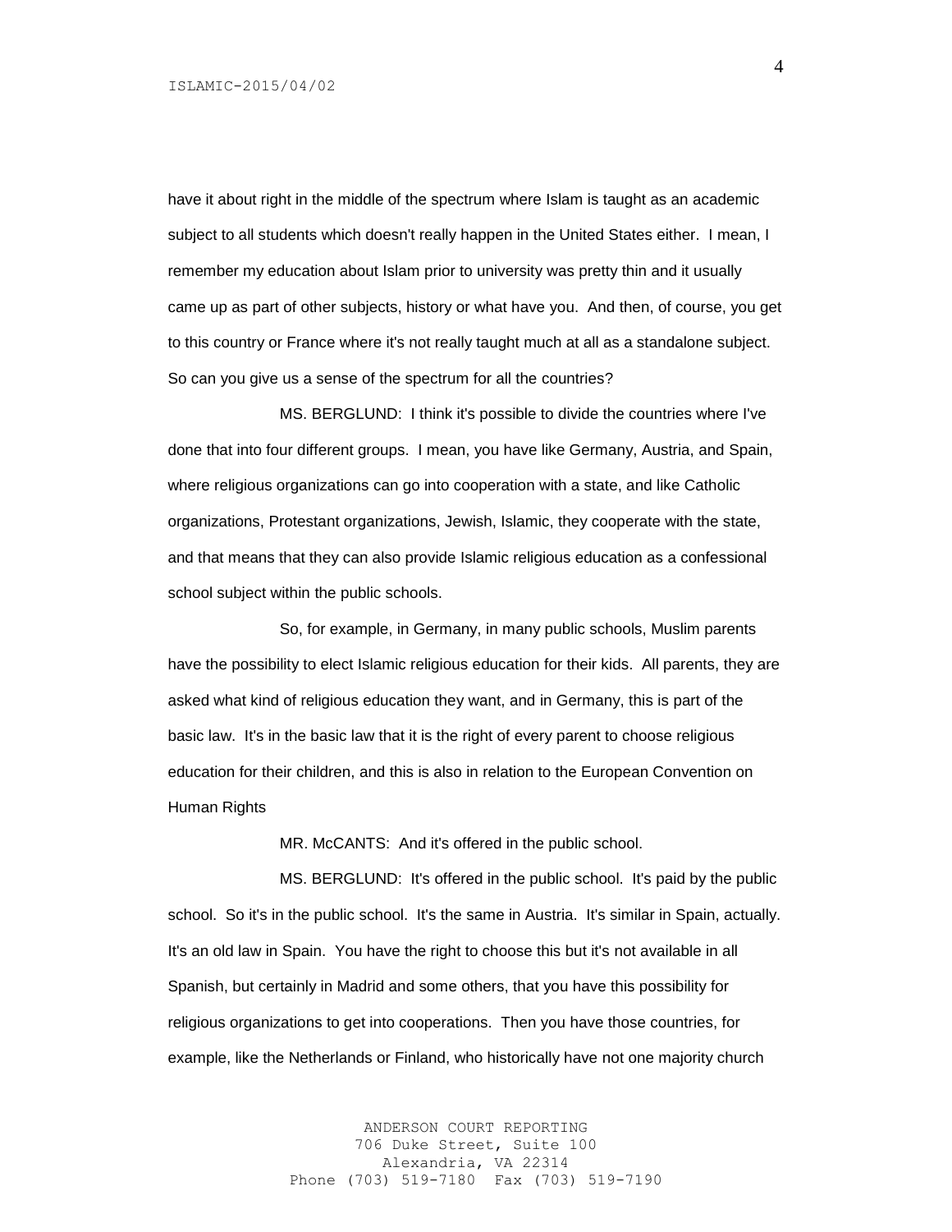have it about right in the middle of the spectrum where Islam is taught as an academic subject to all students which doesn't really happen in the United States either. I mean, I remember my education about Islam prior to university was pretty thin and it usually came up as part of other subjects, history or what have you. And then, of course, you get to this country or France where it's not really taught much at all as a standalone subject. So can you give us a sense of the spectrum for all the countries?

MS. BERGLUND: I think it's possible to divide the countries where I've done that into four different groups. I mean, you have like Germany, Austria, and Spain, where religious organizations can go into cooperation with a state, and like Catholic organizations, Protestant organizations, Jewish, Islamic, they cooperate with the state, and that means that they can also provide Islamic religious education as a confessional school subject within the public schools.

So, for example, in Germany, in many public schools, Muslim parents have the possibility to elect Islamic religious education for their kids. All parents, they are asked what kind of religious education they want, and in Germany, this is part of the basic law. It's in the basic law that it is the right of every parent to choose religious education for their children, and this is also in relation to the European Convention on Human Rights

MR. McCANTS: And it's offered in the public school.

MS. BERGLUND: It's offered in the public school. It's paid by the public school. So it's in the public school. It's the same in Austria. It's similar in Spain, actually. It's an old law in Spain. You have the right to choose this but it's not available in all Spanish, but certainly in Madrid and some others, that you have this possibility for religious organizations to get into cooperations. Then you have those countries, for example, like the Netherlands or Finland, who historically have not one majority church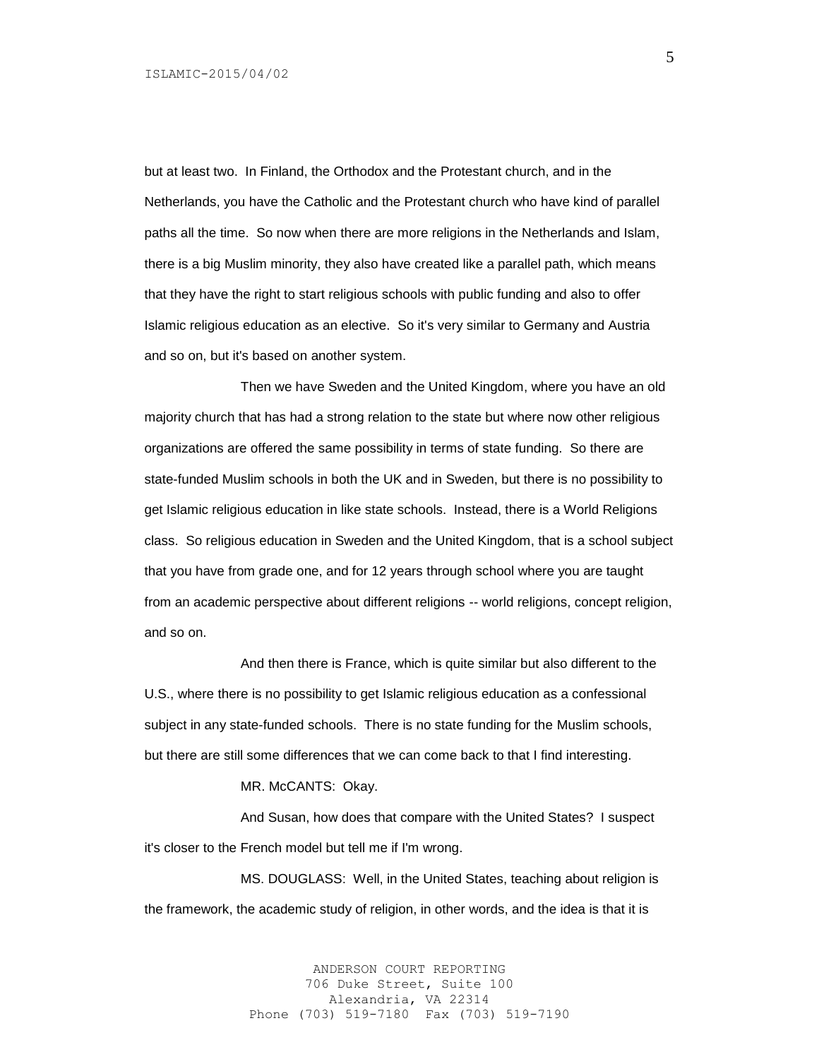but at least two. In Finland, the Orthodox and the Protestant church, and in the Netherlands, you have the Catholic and the Protestant church who have kind of parallel paths all the time. So now when there are more religions in the Netherlands and Islam, there is a big Muslim minority, they also have created like a parallel path, which means that they have the right to start religious schools with public funding and also to offer Islamic religious education as an elective. So it's very similar to Germany and Austria and so on, but it's based on another system.

Then we have Sweden and the United Kingdom, where you have an old majority church that has had a strong relation to the state but where now other religious organizations are offered the same possibility in terms of state funding. So there are state-funded Muslim schools in both the UK and in Sweden, but there is no possibility to get Islamic religious education in like state schools. Instead, there is a World Religions class. So religious education in Sweden and the United Kingdom, that is a school subject that you have from grade one, and for 12 years through school where you are taught from an academic perspective about different religions -- world religions, concept religion, and so on.

And then there is France, which is quite similar but also different to the U.S., where there is no possibility to get Islamic religious education as a confessional subject in any state-funded schools. There is no state funding for the Muslim schools, but there are still some differences that we can come back to that I find interesting.

MR. McCANTS: Okay.

And Susan, how does that compare with the United States? I suspect it's closer to the French model but tell me if I'm wrong.

MS. DOUGLASS: Well, in the United States, teaching about religion is the framework, the academic study of religion, in other words, and the idea is that it is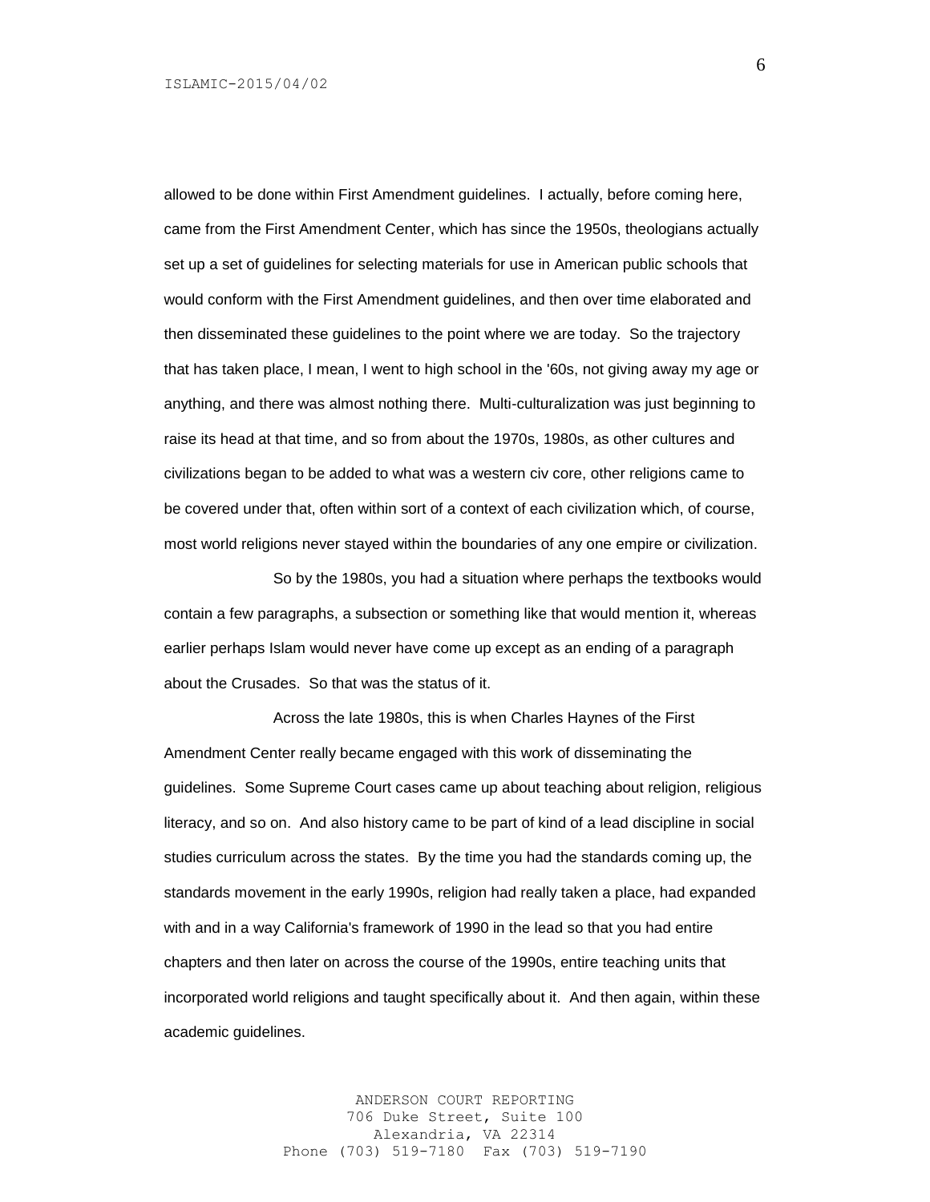allowed to be done within First Amendment guidelines. I actually, before coming here, came from the First Amendment Center, which has since the 1950s, theologians actually set up a set of guidelines for selecting materials for use in American public schools that would conform with the First Amendment guidelines, and then over time elaborated and then disseminated these guidelines to the point where we are today. So the trajectory that has taken place, I mean, I went to high school in the '60s, not giving away my age or anything, and there was almost nothing there. Multi-culturalization was just beginning to raise its head at that time, and so from about the 1970s, 1980s, as other cultures and civilizations began to be added to what was a western civ core, other religions came to be covered under that, often within sort of a context of each civilization which, of course, most world religions never stayed within the boundaries of any one empire or civilization.

So by the 1980s, you had a situation where perhaps the textbooks would contain a few paragraphs, a subsection or something like that would mention it, whereas earlier perhaps Islam would never have come up except as an ending of a paragraph about the Crusades. So that was the status of it.

Across the late 1980s, this is when Charles Haynes of the First Amendment Center really became engaged with this work of disseminating the guidelines. Some Supreme Court cases came up about teaching about religion, religious literacy, and so on. And also history came to be part of kind of a lead discipline in social studies curriculum across the states. By the time you had the standards coming up, the standards movement in the early 1990s, religion had really taken a place, had expanded with and in a way California's framework of 1990 in the lead so that you had entire chapters and then later on across the course of the 1990s, entire teaching units that incorporated world religions and taught specifically about it. And then again, within these academic guidelines.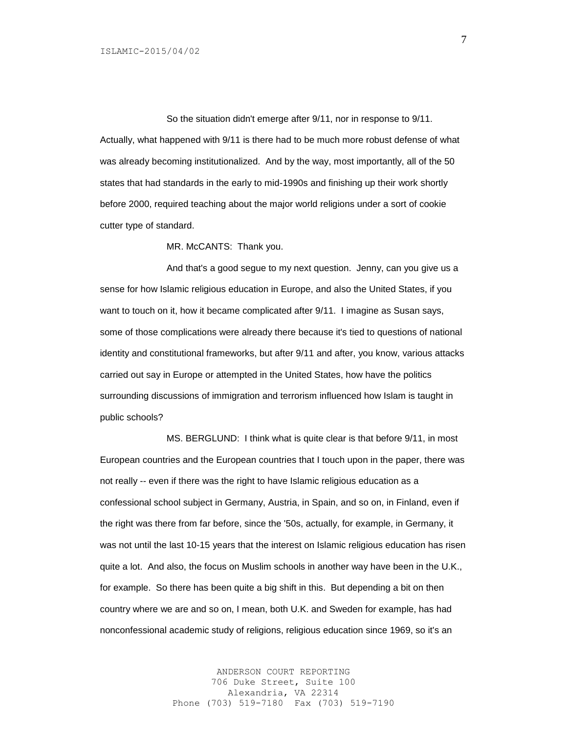So the situation didn't emerge after 9/11, nor in response to 9/11. Actually, what happened with 9/11 is there had to be much more robust defense of what was already becoming institutionalized. And by the way, most importantly, all of the 50 states that had standards in the early to mid-1990s and finishing up their work shortly before 2000, required teaching about the major world religions under a sort of cookie cutter type of standard.

MR. McCANTS: Thank you.

And that's a good segue to my next question. Jenny, can you give us a sense for how Islamic religious education in Europe, and also the United States, if you want to touch on it, how it became complicated after 9/11. I imagine as Susan says, some of those complications were already there because it's tied to questions of national identity and constitutional frameworks, but after 9/11 and after, you know, various attacks carried out say in Europe or attempted in the United States, how have the politics surrounding discussions of immigration and terrorism influenced how Islam is taught in public schools?

MS. BERGLUND: I think what is quite clear is that before 9/11, in most European countries and the European countries that I touch upon in the paper, there was not really -- even if there was the right to have Islamic religious education as a confessional school subject in Germany, Austria, in Spain, and so on, in Finland, even if the right was there from far before, since the '50s, actually, for example, in Germany, it was not until the last 10-15 years that the interest on Islamic religious education has risen quite a lot. And also, the focus on Muslim schools in another way have been in the U.K., for example. So there has been quite a big shift in this. But depending a bit on then country where we are and so on, I mean, both U.K. and Sweden for example, has had nonconfessional academic study of religions, religious education since 1969, so it's an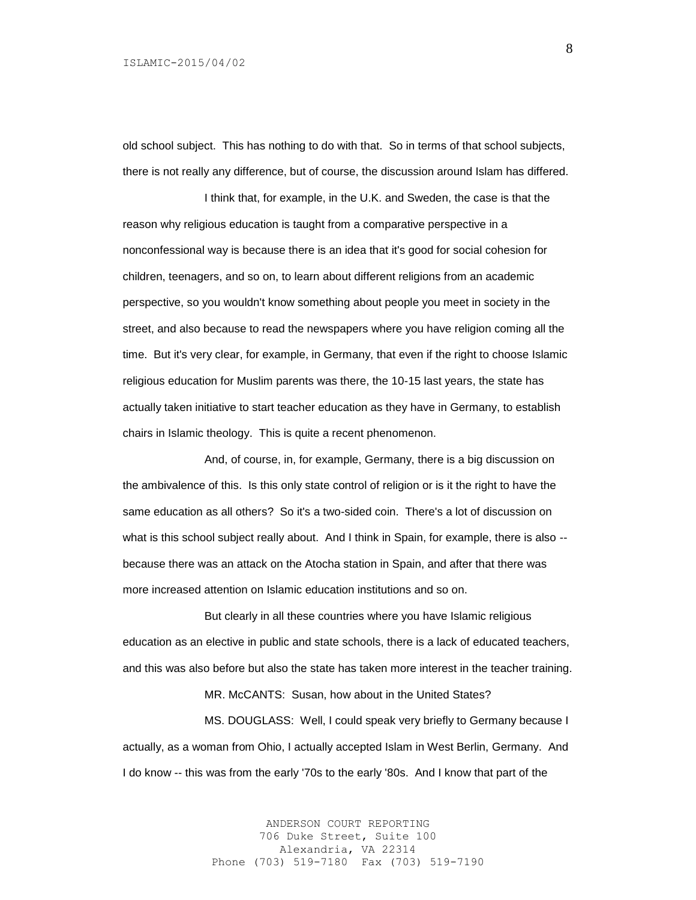old school subject. This has nothing to do with that. So in terms of that school subjects, there is not really any difference, but of course, the discussion around Islam has differed.

I think that, for example, in the U.K. and Sweden, the case is that the reason why religious education is taught from a comparative perspective in a nonconfessional way is because there is an idea that it's good for social cohesion for children, teenagers, and so on, to learn about different religions from an academic perspective, so you wouldn't know something about people you meet in society in the street, and also because to read the newspapers where you have religion coming all the time. But it's very clear, for example, in Germany, that even if the right to choose Islamic religious education for Muslim parents was there, the 10-15 last years, the state has actually taken initiative to start teacher education as they have in Germany, to establish chairs in Islamic theology. This is quite a recent phenomenon.

And, of course, in, for example, Germany, there is a big discussion on the ambivalence of this. Is this only state control of religion or is it the right to have the same education as all others? So it's a two-sided coin. There's a lot of discussion on what is this school subject really about. And I think in Spain, for example, there is also -- because there was an attack on the Atocha station in Spain, and after that there was more increased attention on Islamic education institutions and so on.

But clearly in all these countries where you have Islamic religious education as an elective in public and state schools, there is a lack of educated teachers, and this was also before but also the state has taken more interest in the teacher training.

MR. McCANTS: Susan, how about in the United States?

MS. DOUGLASS: Well, I could speak very briefly to Germany because I actually, as a woman from Ohio, I actually accepted Islam in West Berlin, Germany. And I do know -- this was from the early '70s to the early '80s. And I know that part of the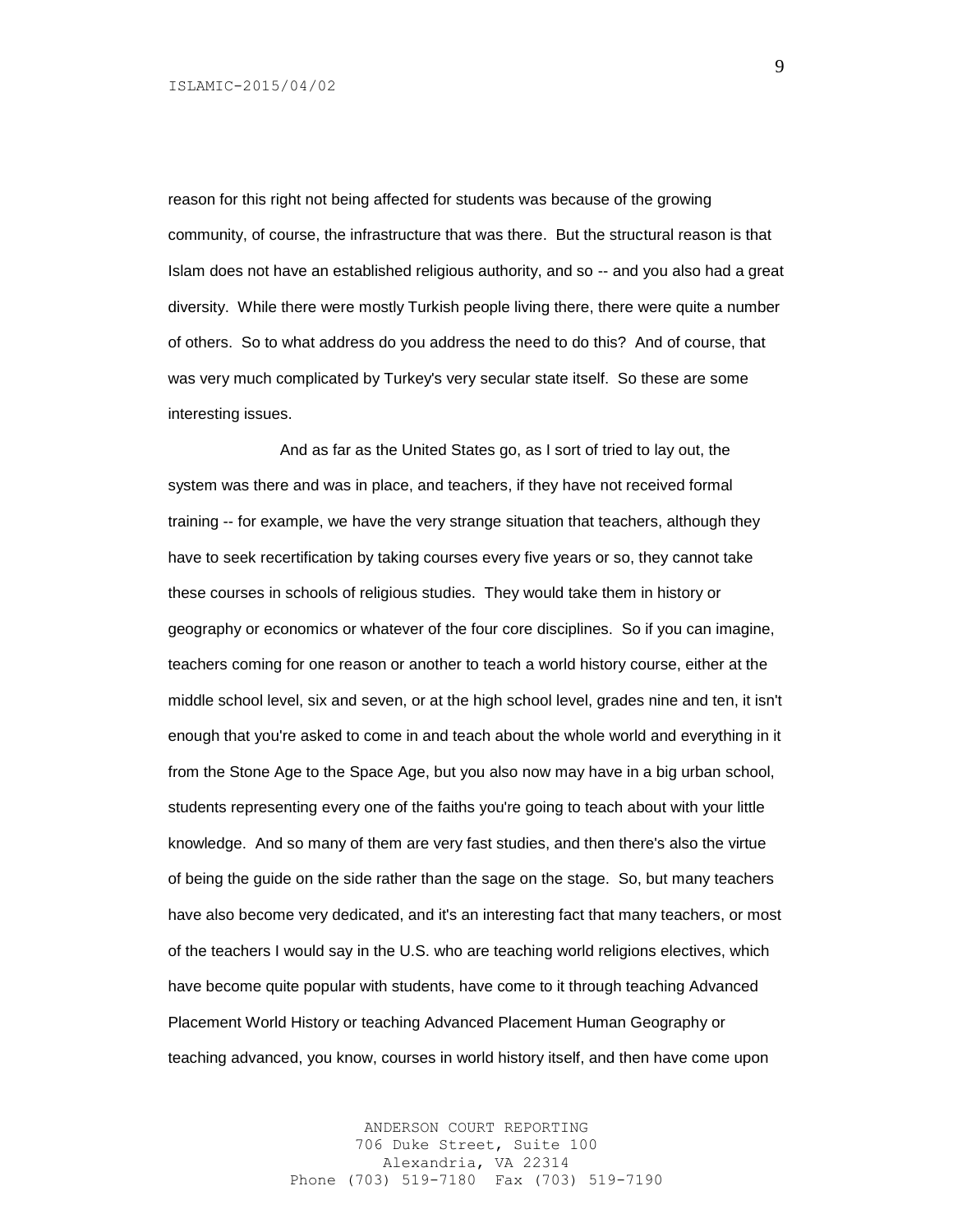reason for this right not being affected for students was because of the growing community, of course, the infrastructure that was there. But the structural reason is that Islam does not have an established religious authority, and so -- and you also had a great diversity. While there were mostly Turkish people living there, there were quite a number of others. So to what address do you address the need to do this? And of course, that was very much complicated by Turkey's very secular state itself. So these are some interesting issues.

And as far as the United States go, as I sort of tried to lay out, the system was there and was in place, and teachers, if they have not received formal training -- for example, we have the very strange situation that teachers, although they have to seek recertification by taking courses every five years or so, they cannot take these courses in schools of religious studies. They would take them in history or geography or economics or whatever of the four core disciplines. So if you can imagine, teachers coming for one reason or another to teach a world history course, either at the middle school level, six and seven, or at the high school level, grades nine and ten, it isn't enough that you're asked to come in and teach about the whole world and everything in it from the Stone Age to the Space Age, but you also now may have in a big urban school, students representing every one of the faiths you're going to teach about with your little knowledge. And so many of them are very fast studies, and then there's also the virtue of being the guide on the side rather than the sage on the stage. So, but many teachers have also become very dedicated, and it's an interesting fact that many teachers, or most of the teachers I would say in the U.S. who are teaching world religions electives, which have become quite popular with students, have come to it through teaching Advanced Placement World History or teaching Advanced Placement Human Geography or teaching advanced, you know, courses in world history itself, and then have come upon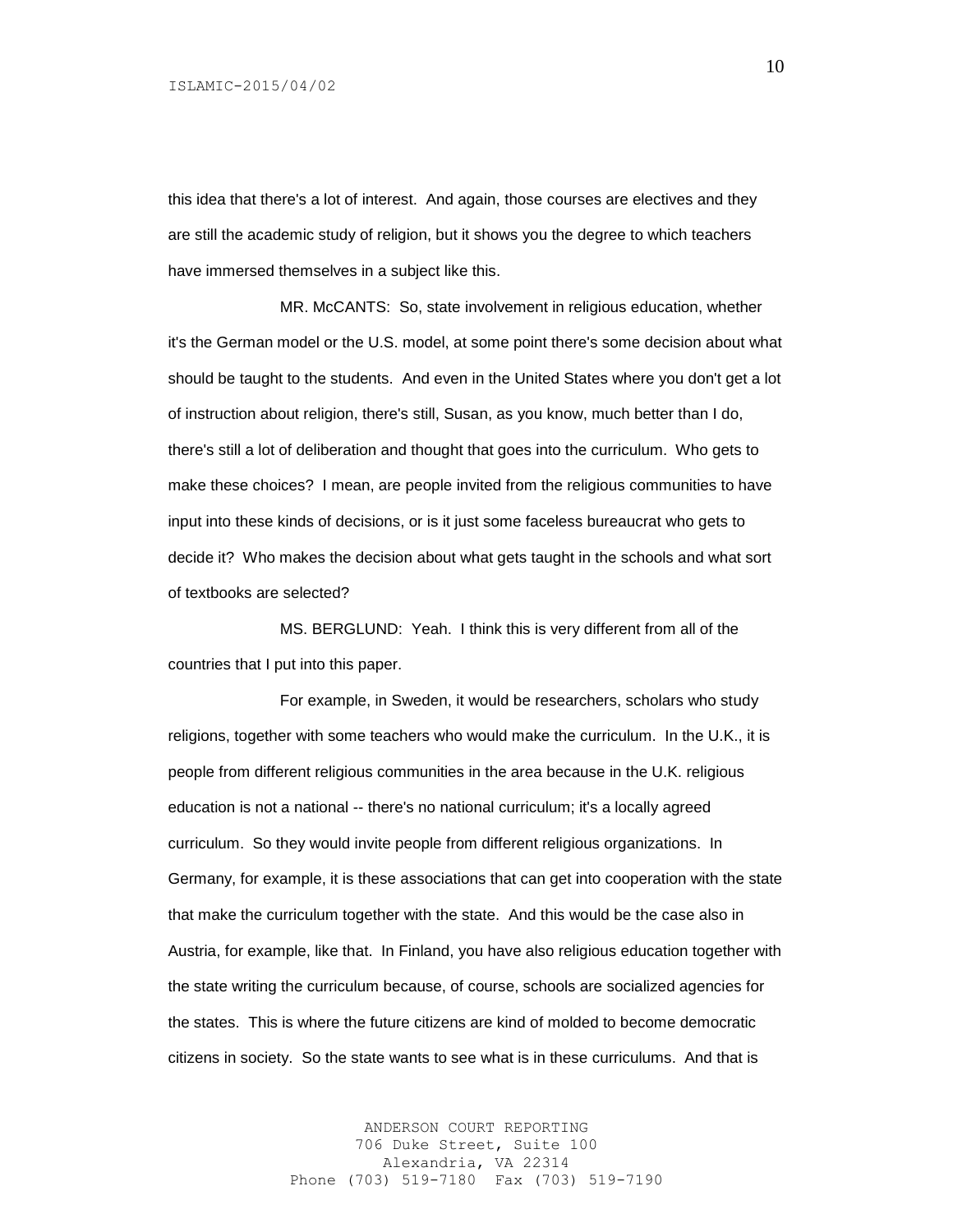this idea that there's a lot of interest. And again, those courses are electives and they are still the academic study of religion, but it shows you the degree to which teachers have immersed themselves in a subject like this.

MR. McCANTS: So, state involvement in religious education, whether it's the German model or the U.S. model, at some point there's some decision about what should be taught to the students. And even in the United States where you don't get a lot of instruction about religion, there's still, Susan, as you know, much better than I do, there's still a lot of deliberation and thought that goes into the curriculum. Who gets to make these choices? I mean, are people invited from the religious communities to have input into these kinds of decisions, or is it just some faceless bureaucrat who gets to decide it? Who makes the decision about what gets taught in the schools and what sort of textbooks are selected?

MS. BERGLUND: Yeah. I think this is very different from all of the countries that I put into this paper.

For example, in Sweden, it would be researchers, scholars who study religions, together with some teachers who would make the curriculum. In the U.K., it is people from different religious communities in the area because in the U.K. religious education is not a national -- there's no national curriculum; it's a locally agreed curriculum. So they would invite people from different religious organizations. In Germany, for example, it is these associations that can get into cooperation with the state that make the curriculum together with the state. And this would be the case also in Austria, for example, like that. In Finland, you have also religious education together with the state writing the curriculum because, of course, schools are socialized agencies for the states. This is where the future citizens are kind of molded to become democratic citizens in society. So the state wants to see what is in these curriculums. And that is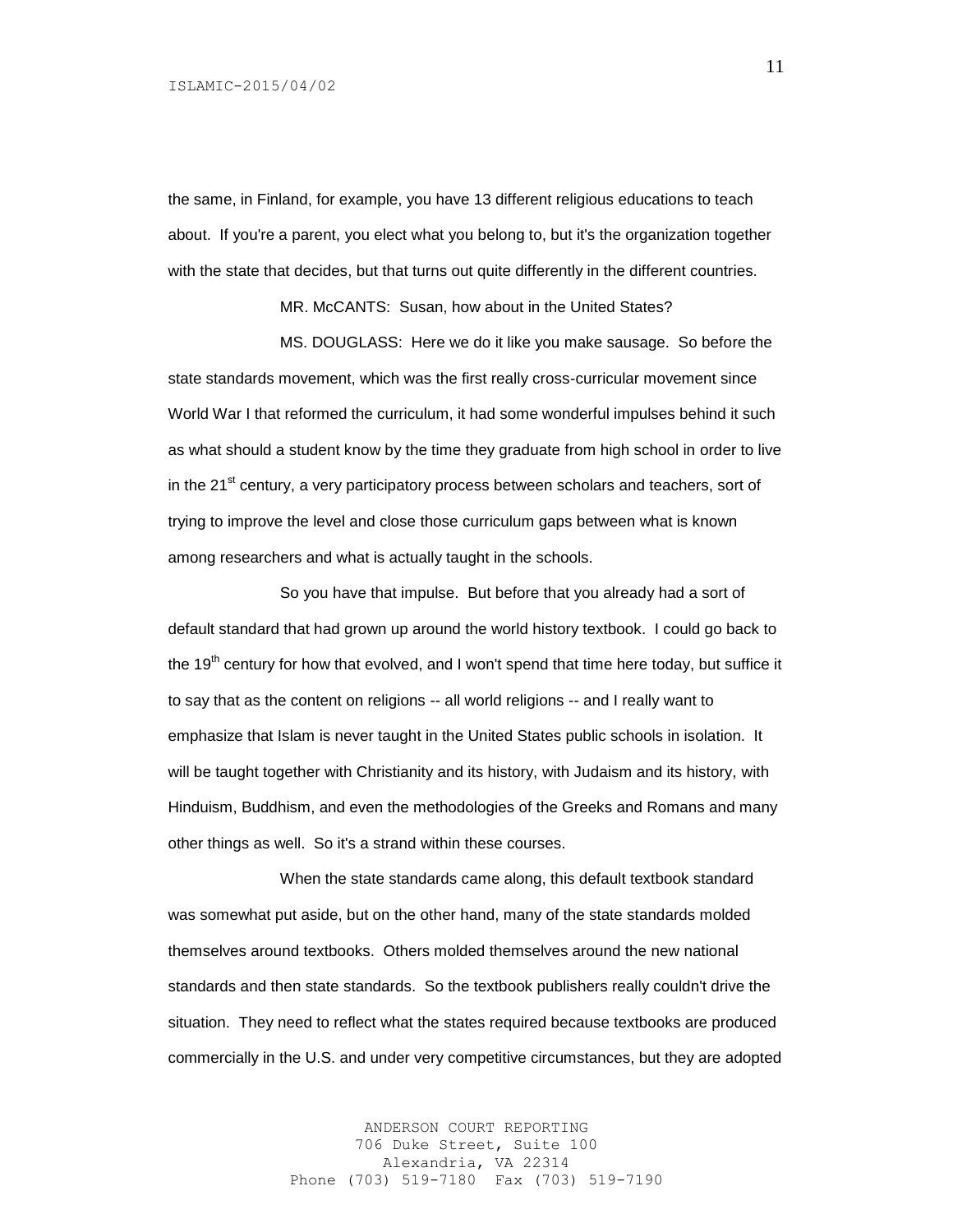the same, in Finland, for example, you have 13 different religious educations to teach about. If you're a parent, you elect what you belong to, but it's the organization together with the state that decides, but that turns out quite differently in the different countries.

MR. McCANTS: Susan, how about in the United States?

MS. DOUGLASS: Here we do it like you make sausage. So before the state standards movement, which was the first really cross-curricular movement since World War I that reformed the curriculum, it had some wonderful impulses behind it such as what should a student know by the time they graduate from high school in order to live in the 21st century, a very participatory process between scholars and teachers, sort of trying to improve the level and close those curriculum gaps between what is known among researchers and what is actually taught in the schools.

So you have that impulse. But before that you already had a sort of default standard that had grown up around the world history textbook. I could go back to the 19th century for how that evolved, and I won't spend that time here today, but suffice it to say that as the content on religions -- all world religions -- and I really want to emphasize that Islam is never taught in the United States public schools in isolation. It will be taught together with Christianity and its history, with Judaism and its history, with Hinduism, Buddhism, and even the methodologies of the Greeks and Romans and many other things as well. So it's a strand within these courses.

When the state standards came along, this default textbook standard was somewhat put aside, but on the other hand, many of the state standards molded themselves around textbooks. Others molded themselves around the new national standards and then state standards. So the textbook publishers really couldn't drive the situation. They need to reflect what the states required because textbooks are produced commercially in the U.S. and under very competitive circumstances, but they are adopted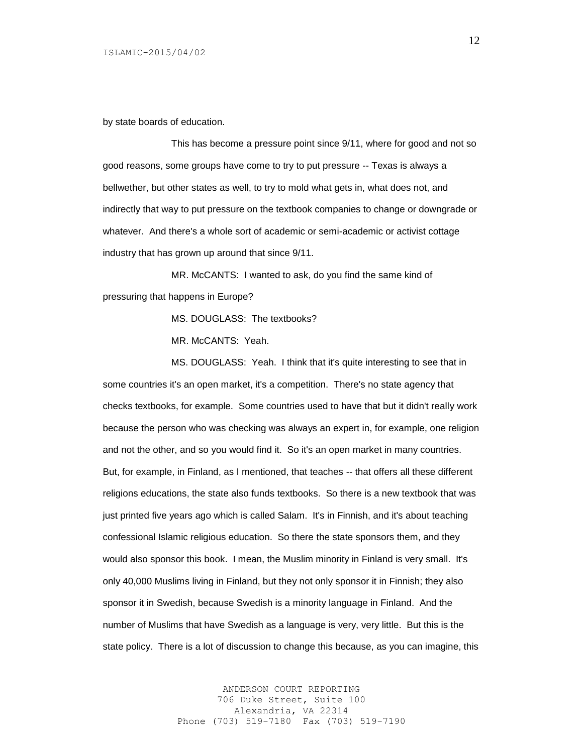by state boards of education.

This has become a pressure point since 9/11, where for good and not so good reasons, some groups have come to try to put pressure -- Texas is always a bellwether, but other states as well, to try to mold what gets in, what does not, and indirectly that way to put pressure on the textbook companies to change or downgrade or whatever. And there's a whole sort of academic or semi-academic or activist cottage industry that has grown up around that since 9/11.

MR. McCANTS: I wanted to ask, do you find the same kind of pressuring that happens in Europe?

MS. DOUGLASS: The textbooks?

MR. McCANTS: Yeah.

MS. DOUGLASS: Yeah. I think that it's quite interesting to see that in some countries it's an open market, it's a competition. There's no state agency that checks textbooks, for example. Some countries used to have that but it didn't really work because the person who was checking was always an expert in, for example, one religion and not the other, and so you would find it. So it's an open market in many countries. But, for example, in Finland, as I mentioned, that teaches -- that offers all these different religions educations, the state also funds textbooks. So there is a new textbook that was just printed five years ago which is called Salam. It's in Finnish, and it's about teaching confessional Islamic religious education. So there the state sponsors them, and they would also sponsor this book. I mean, the Muslim minority in Finland is very small. It's only 40,000 Muslims living in Finland, but they not only sponsor it in Finnish; they also sponsor it in Swedish, because Swedish is a minority language in Finland. And the number of Muslims that have Swedish as a language is very, very little. But this is the state policy. There is a lot of discussion to change this because, as you can imagine, this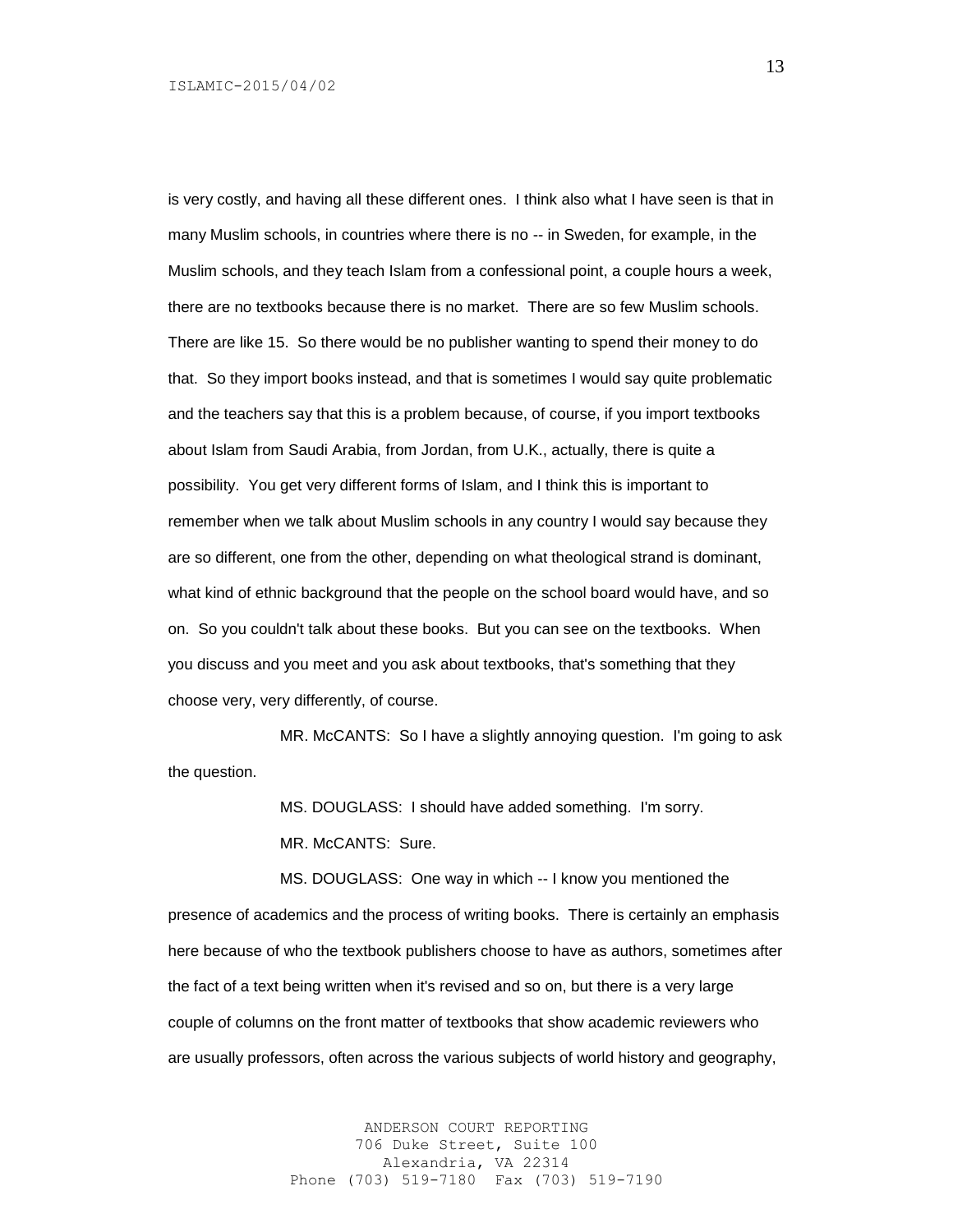is very costly, and having all these different ones. I think also what I have seen is that in many Muslim schools, in countries where there is no -- in Sweden, for example, in the Muslim schools, and they teach Islam from a confessional point, a couple hours a week, there are no textbooks because there is no market. There are so few Muslim schools. There are like 15. So there would be no publisher wanting to spend their money to do that. So they import books instead, and that is sometimes I would say quite problematic and the teachers say that this is a problem because, of course, if you import textbooks about Islam from Saudi Arabia, from Jordan, from U.K., actually, there is quite a possibility. You get very different forms of Islam, and I think this is important to remember when we talk about Muslim schools in any country I would say because they are so different, one from the other, depending on what theological strand is dominant, what kind of ethnic background that the people on the school board would have, and so on. So you couldn't talk about these books. But you can see on the textbooks. When you discuss and you meet and you ask about textbooks, that's something that they choose very, very differently, of course.

MR. McCANTS: So I have a slightly annoying question. I'm going to ask the question.

MS. DOUGLASS: I should have added something. I'm sorry.

MR. McCANTS: Sure.

MS. DOUGLASS: One way in which -- I know you mentioned the presence of academics and the process of writing books. There is certainly an emphasis here because of who the textbook publishers choose to have as authors, sometimes after the fact of a text being written when it's revised and so on, but there is a very large couple of columns on the front matter of textbooks that show academic reviewers who are usually professors, often across the various subjects of world history and geography,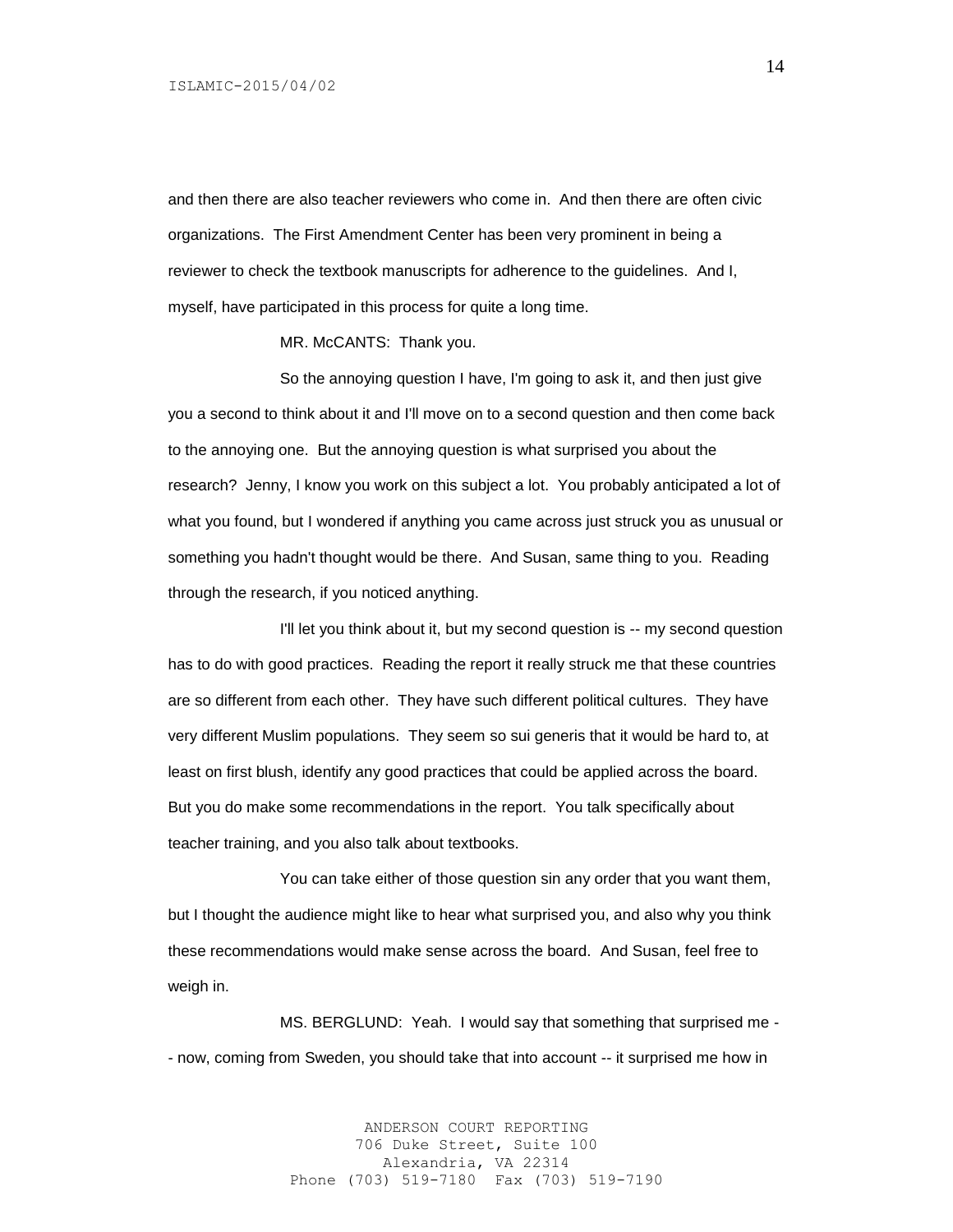and then there are also teacher reviewers who come in. And then there are often civic organizations. The First Amendment Center has been very prominent in being a reviewer to check the textbook manuscripts for adherence to the guidelines. And I, myself, have participated in this process for quite a long time.

MR. McCANTS: Thank you.

So the annoying question I have, I'm going to ask it, and then just give you a second to think about it and I'll move on to a second question and then come back to the annoying one. But the annoying question is what surprised you about the research? Jenny, I know you work on this subject a lot. You probably anticipated a lot of what you found, but I wondered if anything you came across just struck you as unusual or something you hadn't thought would be there. And Susan, same thing to you. Reading through the research, if you noticed anything.

I'll let you think about it, but my second question is -- my second question has to do with good practices. Reading the report it really struck me that these countries are so different from each other. They have such different political cultures. They have very different Muslim populations. They seem so sui generis that it would be hard to, at least on first blush, identify any good practices that could be applied across the board. But you do make some recommendations in the report. You talk specifically about teacher training, and you also talk about textbooks.

You can take either of those question sin any order that you want them, but I thought the audience might like to hear what surprised you, and also why you think these recommendations would make sense across the board. And Susan, feel free to weigh in.

MS. BERGLUND: Yeah. I would say that something that surprised me -- now, coming from Sweden, you should take that into account -- it surprised me how in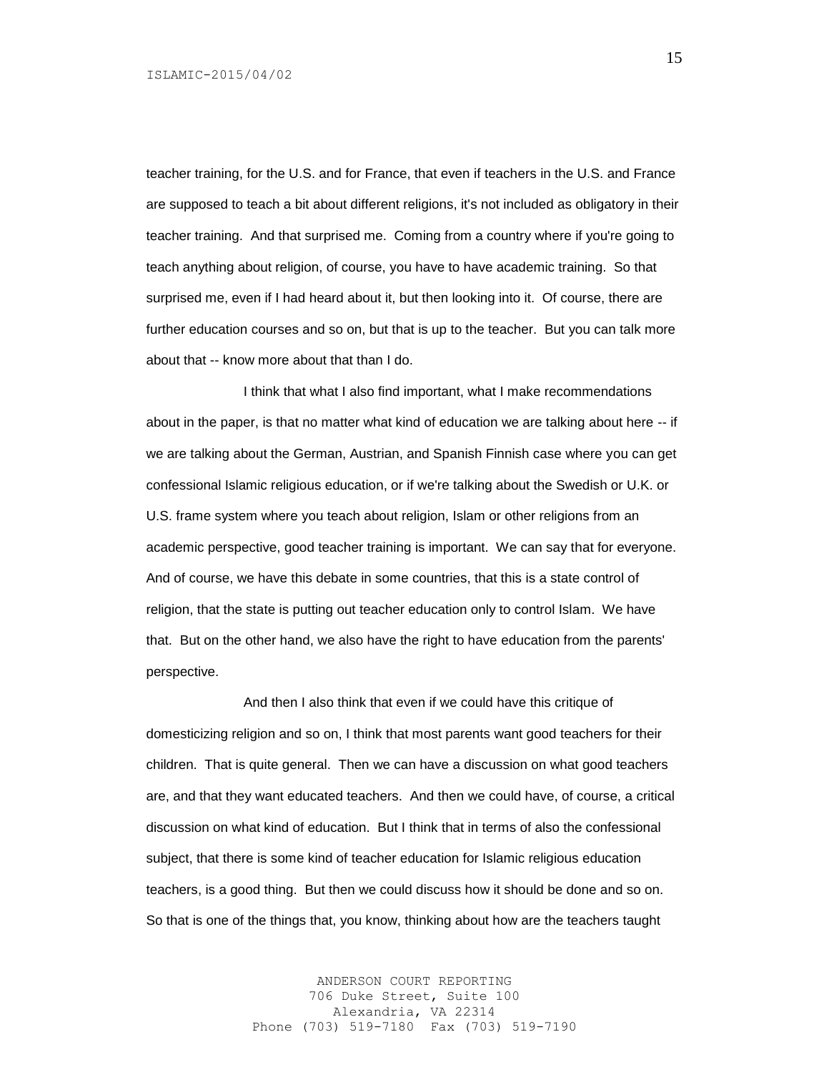teacher training, for the U.S. and for France, that even if teachers in the U.S. and France are supposed to teach a bit about different religions, it's not included as obligatory in their teacher training. And that surprised me. Coming from a country where if you're going to teach anything about religion, of course, you have to have academic training. So that surprised me, even if I had heard about it, but then looking into it. Of course, there are further education courses and so on, but that is up to the teacher. But you can talk more about that -- know more about that than I do.

I think that what I also find important, what I make recommendations about in the paper, is that no matter what kind of education we are talking about here -- if we are talking about the German, Austrian, and Spanish Finnish case where you can get confessional Islamic religious education, or if we're talking about the Swedish or U.K. or U.S. frame system where you teach about religion, Islam or other religions from an academic perspective, good teacher training is important. We can say that for everyone. And of course, we have this debate in some countries, that this is a state control of religion, that the state is putting out teacher education only to control Islam. We have that. But on the other hand, we also have the right to have education from the parents' perspective.

And then I also think that even if we could have this critique of domesticizing religion and so on, I think that most parents want good teachers for their children. That is quite general. Then we can have a discussion on what good teachers are, and that they want educated teachers. And then we could have, of course, a critical discussion on what kind of education. But I think that in terms of also the confessional subject, that there is some kind of teacher education for Islamic religious education teachers, is a good thing. But then we could discuss how it should be done and so on. So that is one of the things that, you know, thinking about how are the teachers taught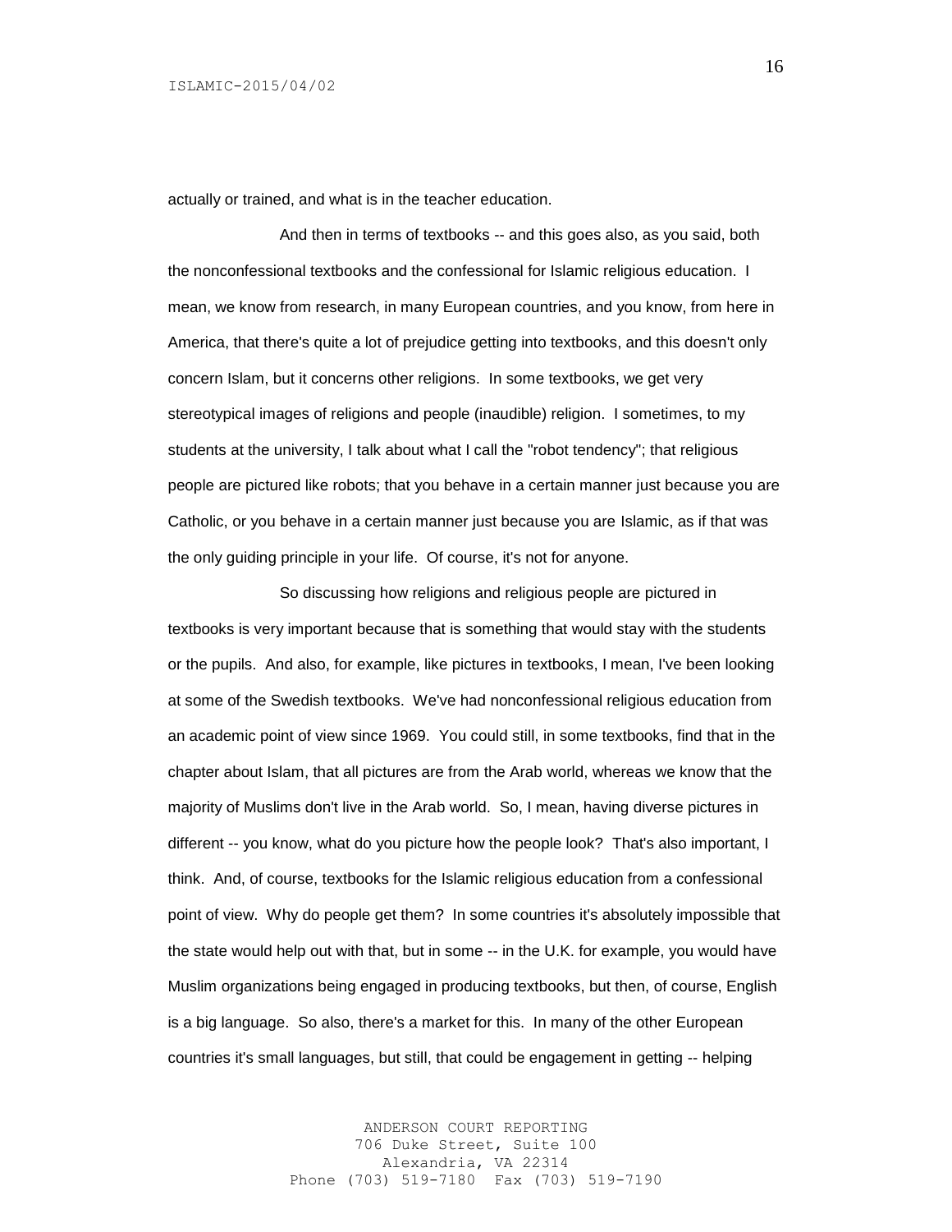actually or trained, and what is in the teacher education.

And then in terms of textbooks -- and this goes also, as you said, both the nonconfessional textbooks and the confessional for Islamic religious education. I mean, we know from research, in many European countries, and you know, from here in America, that there's quite a lot of prejudice getting into textbooks, and this doesn't only concern Islam, but it concerns other religions. In some textbooks, we get very stereotypical images of religions and people (inaudible) religion. I sometimes, to my students at the university, I talk about what I call the "robot tendency"; that religious people are pictured like robots; that you behave in a certain manner just because you are Catholic, or you behave in a certain manner just because you are Islamic, as if that was the only guiding principle in your life. Of course, it's not for anyone.

So discussing how religions and religious people are pictured in textbooks is very important because that is something that would stay with the students or the pupils. And also, for example, like pictures in textbooks, I mean, I've been looking at some of the Swedish textbooks. We've had nonconfessional religious education from an academic point of view since 1969. You could still, in some textbooks, find that in the chapter about Islam, that all pictures are from the Arab world, whereas we know that the majority of Muslims don't live in the Arab world. So, I mean, having diverse pictures in different -- you know, what do you picture how the people look? That's also important, I think. And, of course, textbooks for the Islamic religious education from a confessional point of view. Why do people get them? In some countries it's absolutely impossible that the state would help out with that, but in some -- in the U.K. for example, you would have Muslim organizations being engaged in producing textbooks, but then, of course, English is a big language. So also, there's a market for this. In many of the other European countries it's small languages, but still, that could be engagement in getting -- helping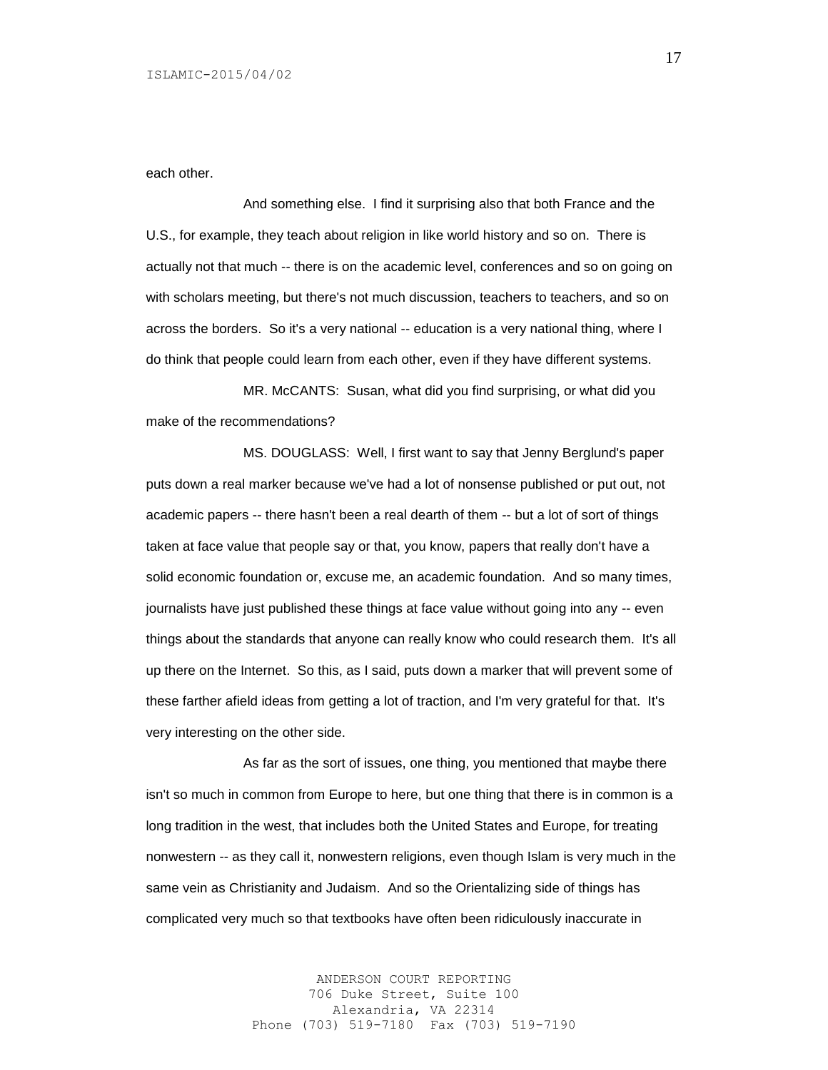each other.

And something else. I find it surprising also that both France and the U.S., for example, they teach about religion in like world history and so on. There is actually not that much -- there is on the academic level, conferences and so on going on with scholars meeting, but there's not much discussion, teachers to teachers, and so on across the borders. So it's a very national -- education is a very national thing, where I do think that people could learn from each other, even if they have different systems.

MR. McCANTS: Susan, what did you find surprising, or what did you make of the recommendations?

MS. DOUGLASS: Well, I first want to say that Jenny Berglund's paper puts down a real marker because we've had a lot of nonsense published or put out, not academic papers -- there hasn't been a real dearth of them -- but a lot of sort of things taken at face value that people say or that, you know, papers that really don't have a solid economic foundation or, excuse me, an academic foundation. And so many times, journalists have just published these things at face value without going into any -- even things about the standards that anyone can really know who could research them. It's all up there on the Internet. So this, as I said, puts down a marker that will prevent some of these farther afield ideas from getting a lot of traction, and I'm very grateful for that. It's very interesting on the other side.

As far as the sort of issues, one thing, you mentioned that maybe there isn't so much in common from Europe to here, but one thing that there is in common is a long tradition in the west, that includes both the United States and Europe, for treating nonwestern -- as they call it, nonwestern religions, even though Islam is very much in the same vein as Christianity and Judaism. And so the Orientalizing side of things has complicated very much so that textbooks have often been ridiculously inaccurate in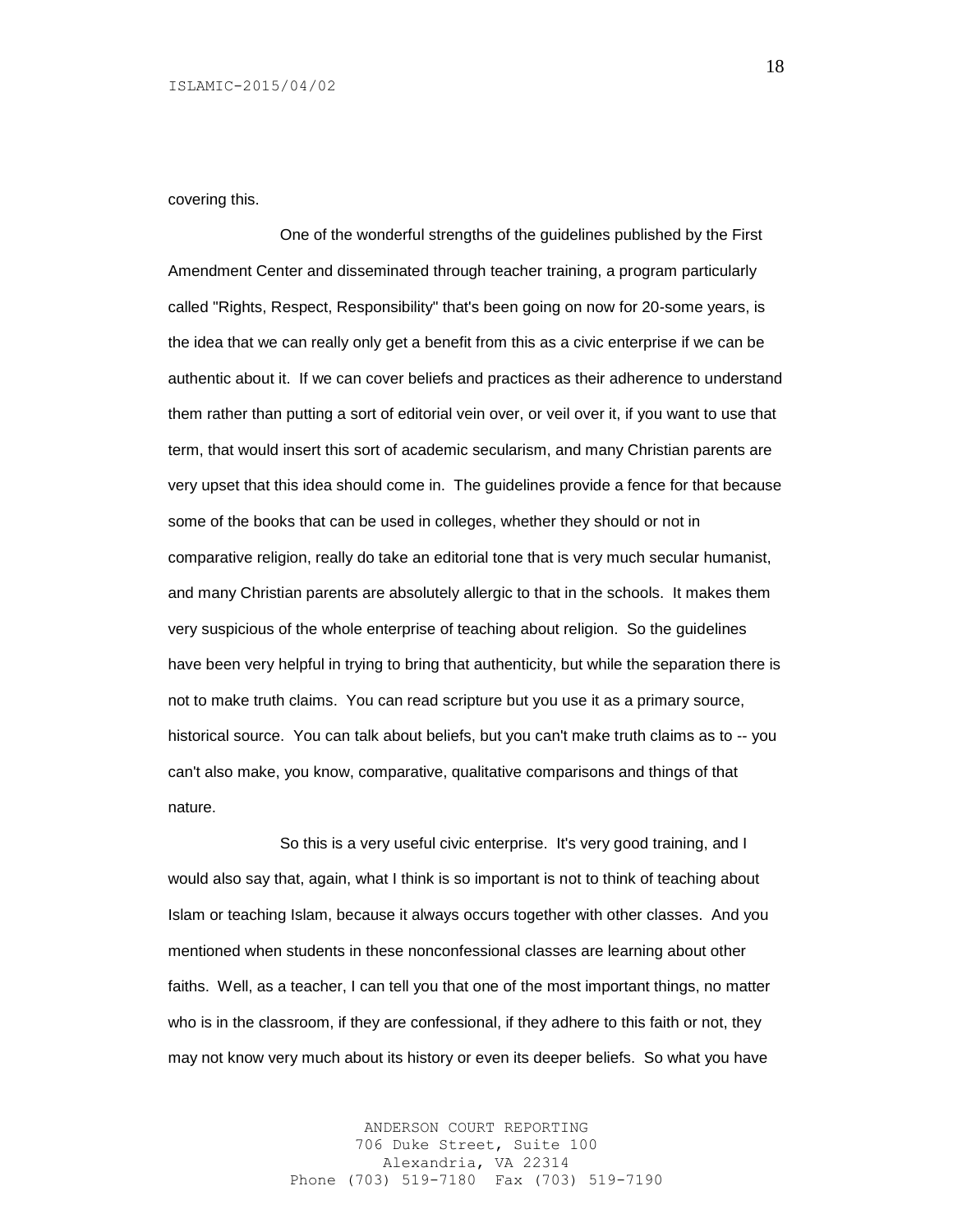covering this.

One of the wonderful strengths of the guidelines published by the First Amendment Center and disseminated through teacher training, a program particularly called "Rights, Respect, Responsibility" that's been going on now for 20-some years, is the idea that we can really only get a benefit from this as a civic enterprise if we can be authentic about it. If we can cover beliefs and practices as their adherence to understand them rather than putting a sort of editorial vein over, or veil over it, if you want to use that term, that would insert this sort of academic secularism, and many Christian parents are very upset that this idea should come in. The guidelines provide a fence for that because some of the books that can be used in colleges, whether they should or not in comparative religion, really do take an editorial tone that is very much secular humanist, and many Christian parents are absolutely allergic to that in the schools. It makes them very suspicious of the whole enterprise of teaching about religion. So the guidelines have been very helpful in trying to bring that authenticity, but while the separation there is not to make truth claims. You can read scripture but you use it as a primary source, historical source. You can talk about beliefs, but you can't make truth claims as to -- you can't also make, you know, comparative, qualitative comparisons and things of that nature.

So this is a very useful civic enterprise. It's very good training, and I would also say that, again, what I think is so important is not to think of teaching about Islam or teaching Islam, because it always occurs together with other classes. And you mentioned when students in these nonconfessional classes are learning about other faiths. Well, as a teacher, I can tell you that one of the most important things, no matter who is in the classroom, if they are confessional, if they adhere to this faith or not, they may not know very much about its history or even its deeper beliefs. So what you have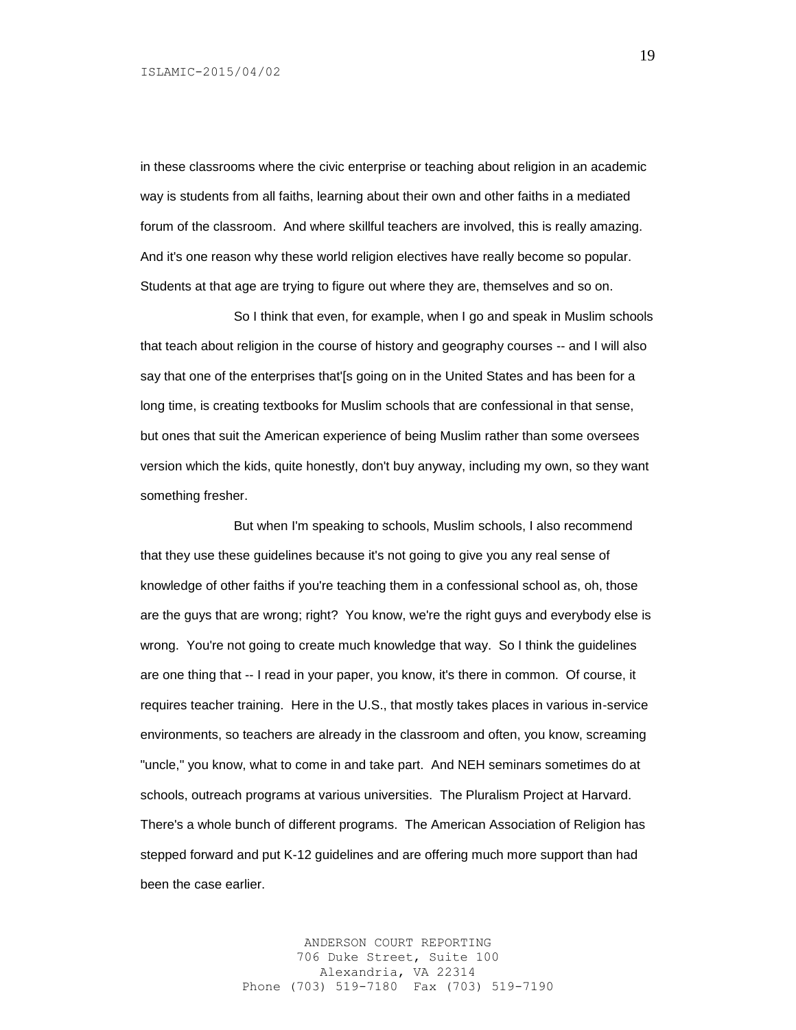in these classrooms where the civic enterprise or teaching about religion in an academic way is students from all faiths, learning about their own and other faiths in a mediated forum of the classroom. And where skillful teachers are involved, this is really amazing. And it's one reason why these world religion electives have really become so popular. Students at that age are trying to figure out where they are, themselves and so on.

So I think that even, for example, when I go and speak in Muslim schools that teach about religion in the course of history and geography courses -- and I will also say that one of the enterprises that'[s going on in the United States and has been for a long time, is creating textbooks for Muslim schools that are confessional in that sense, but ones that suit the American experience of being Muslim rather than some oversees version which the kids, quite honestly, don't buy anyway, including my own, so they want something fresher.

But when I'm speaking to schools, Muslim schools, I also recommend that they use these guidelines because it's not going to give you any real sense of knowledge of other faiths if you're teaching them in a confessional school as, oh, those are the guys that are wrong; right? You know, we're the right guys and everybody else is wrong. You're not going to create much knowledge that way. So I think the guidelines are one thing that -- I read in your paper, you know, it's there in common. Of course, it requires teacher training. Here in the U.S., that mostly takes places in various in-service environments, so teachers are already in the classroom and often, you know, screaming "uncle," you know, what to come in and take part. And NEH seminars sometimes do at schools, outreach programs at various universities. The Pluralism Project at Harvard. There's a whole bunch of different programs. The American Association of Religion has stepped forward and put K-12 guidelines and are offering much more support than had been the case earlier.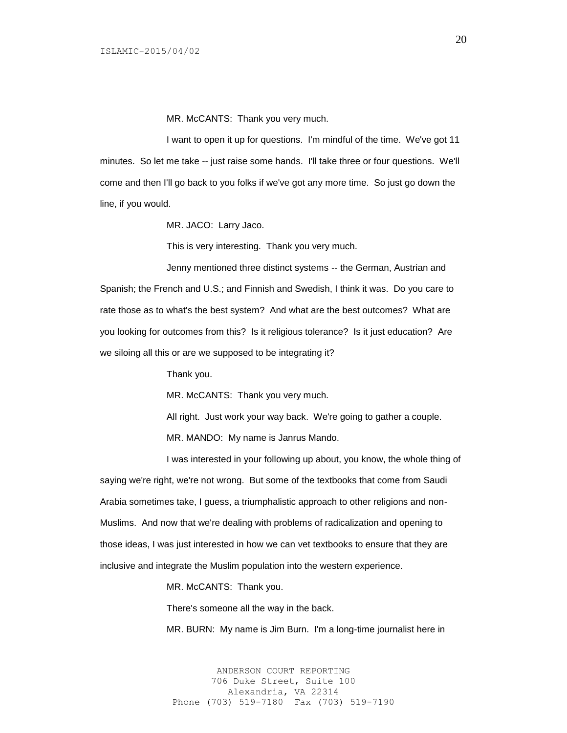MR. McCANTS: Thank you very much.

I want to open it up for questions. I'm mindful of the time. We've got 11 minutes. So let me take -- just raise some hands. I'll take three or four questions. We'll come and then I'll go back to you folks if we've got any more time. So just go down the line, if you would.

MR. JACO: Larry Jaco.

This is very interesting. Thank you very much.

Jenny mentioned three distinct systems -- the German, Austrian and Spanish; the French and U.S.; and Finnish and Swedish, I think it was. Do you care to rate those as to what's the best system? And what are the best outcomes? What are you looking for outcomes from this? Is it religious tolerance? Is it just education? Are we siloing all this or are we supposed to be integrating it?

Thank you.

MR. McCANTS: Thank you very much.

All right. Just work your way back. We're going to gather a couple.

MR. MANDO: My name is Janrus Mando.

I was interested in your following up about, you know, the whole thing of saying we're right, we're not wrong. But some of the textbooks that come from Saudi Arabia sometimes take, I guess, a triumphalistic approach to other religions and non-Muslims. And now that we're dealing with problems of radicalization and opening to those ideas, I was just interested in how we can vet textbooks to ensure that they are inclusive and integrate the Muslim population into the western experience.

MR. McCANTS: Thank you.

There's someone all the way in the back.

MR. BURN: My name is Jim Burn. I'm a long-time journalist here in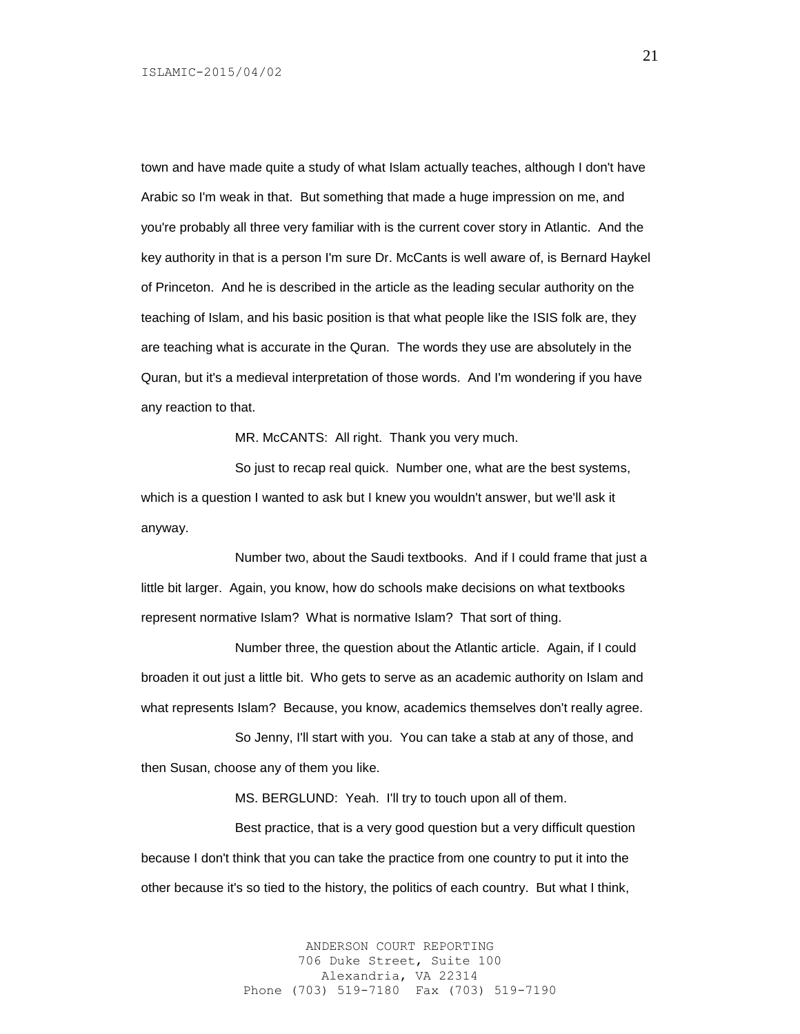town and have made quite a study of what Islam actually teaches, although I don't have Arabic so I'm weak in that. But something that made a huge impression on me, and you're probably all three very familiar with is the current cover story in Atlantic. And the key authority in that is a person I'm sure Dr. McCants is well aware of, is Bernard Haykel of Princeton. And he is described in the article as the leading secular authority on the teaching of Islam, and his basic position is that what people like the ISIS folk are, they are teaching what is accurate in the Quran. The words they use are absolutely in the Quran, but it's a medieval interpretation of those words. And I'm wondering if you have any reaction to that.

MR. McCANTS: All right. Thank you very much.

So just to recap real quick. Number one, what are the best systems, which is a question I wanted to ask but I knew you wouldn't answer, but we'll ask it anyway.

Number two, about the Saudi textbooks. And if I could frame that just a little bit larger. Again, you know, how do schools make decisions on what textbooks represent normative Islam? What is normative Islam? That sort of thing.

Number three, the question about the Atlantic article. Again, if I could broaden it out just a little bit. Who gets to serve as an academic authority on Islam and what represents Islam? Because, you know, academics themselves don't really agree.

So Jenny, I'll start with you. You can take a stab at any of those, and then Susan, choose any of them you like.

MS. BERGLUND: Yeah. I'll try to touch upon all of them.

Best practice, that is a very good question but a very difficult question because I don't think that you can take the practice from one country to put it into the other because it's so tied to the history, the politics of each country. But what I think,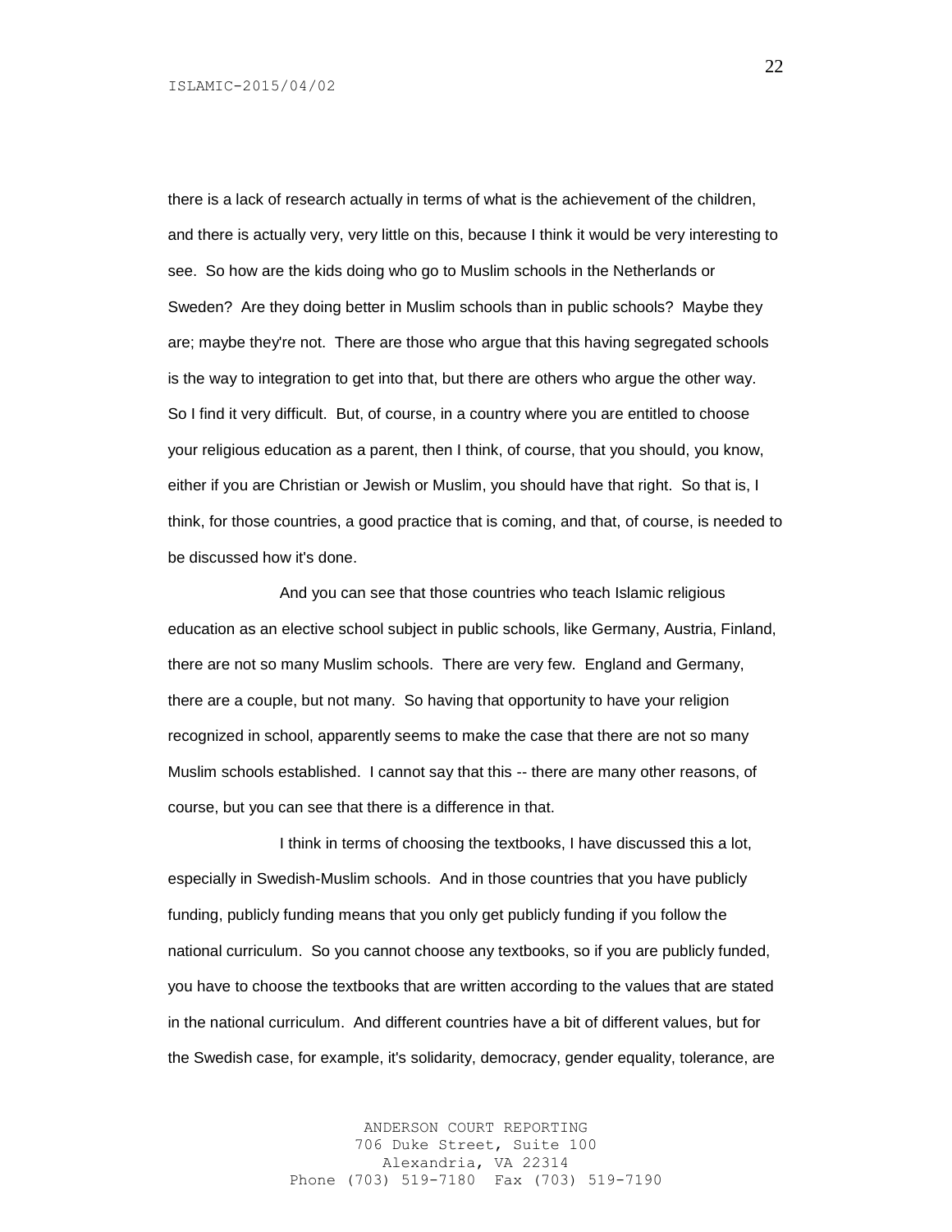there is a lack of research actually in terms of what is the achievement of the children, and there is actually very, very little on this, because I think it would be very interesting to see. So how are the kids doing who go to Muslim schools in the Netherlands or Sweden? Are they doing better in Muslim schools than in public schools? Maybe they are; maybe they're not. There are those who argue that this having segregated schools is the way to integration to get into that, but there are others who argue the other way. So I find it very difficult. But, of course, in a country where you are entitled to choose your religious education as a parent, then I think, of course, that you should, you know, either if you are Christian or Jewish or Muslim, you should have that right. So that is, I think, for those countries, a good practice that is coming, and that, of course, is needed to be discussed how it's done.

And you can see that those countries who teach Islamic religious education as an elective school subject in public schools, like Germany, Austria, Finland, there are not so many Muslim schools. There are very few. England and Germany, there are a couple, but not many. So having that opportunity to have your religion recognized in school, apparently seems to make the case that there are not so many Muslim schools established. I cannot say that this -- there are many other reasons, of course, but you can see that there is a difference in that.

I think in terms of choosing the textbooks, I have discussed this a lot, especially in Swedish-Muslim schools. And in those countries that you have publicly funding, publicly funding means that you only get publicly funding if you follow the national curriculum. So you cannot choose any textbooks, so if you are publicly funded, you have to choose the textbooks that are written according to the values that are stated in the national curriculum. And different countries have a bit of different values, but for the Swedish case, for example, it's solidarity, democracy, gender equality, tolerance, are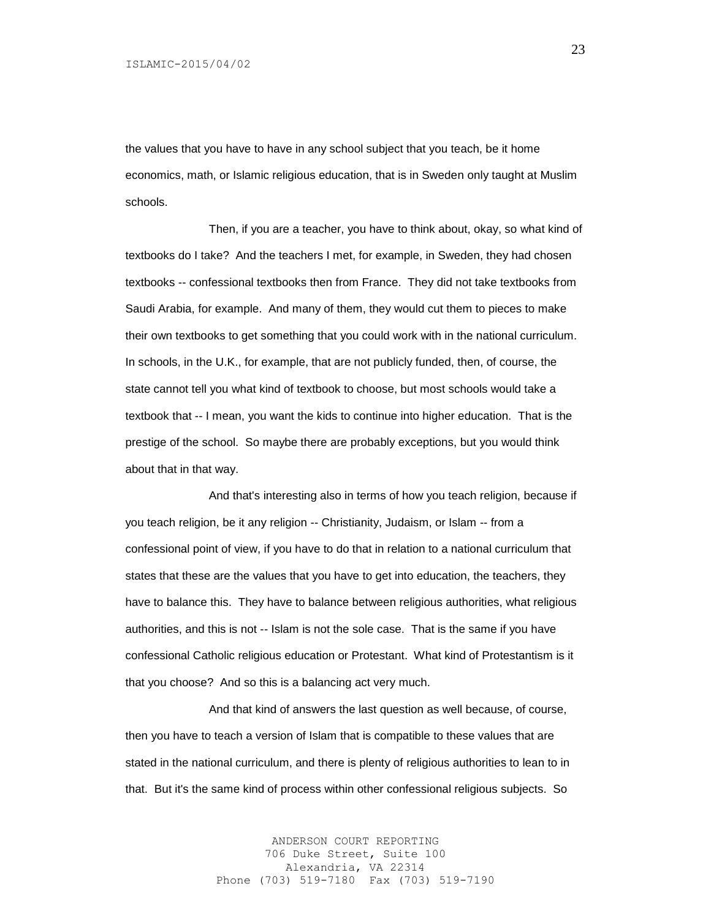the values that you have to have in any school subject that you teach, be it home economics, math, or Islamic religious education, that is in Sweden only taught at Muslim schools.

Then, if you are a teacher, you have to think about, okay, so what kind of textbooks do I take? And the teachers I met, for example, in Sweden, they had chosen textbooks -- confessional textbooks then from France. They did not take textbooks from Saudi Arabia, for example. And many of them, they would cut them to pieces to make their own textbooks to get something that you could work with in the national curriculum. In schools, in the U.K., for example, that are not publicly funded, then, of course, the state cannot tell you what kind of textbook to choose, but most schools would take a textbook that -- I mean, you want the kids to continue into higher education. That is the prestige of the school. So maybe there are probably exceptions, but you would think about that in that way.

And that's interesting also in terms of how you teach religion, because if you teach religion, be it any religion -- Christianity, Judaism, or Islam -- from a confessional point of view, if you have to do that in relation to a national curriculum that states that these are the values that you have to get into education, the teachers, they have to balance this. They have to balance between religious authorities, what religious authorities, and this is not -- Islam is not the sole case. That is the same if you have confessional Catholic religious education or Protestant. What kind of Protestantism is it that you choose? And so this is a balancing act very much.

And that kind of answers the last question as well because, of course, then you have to teach a version of Islam that is compatible to these values that are stated in the national curriculum, and there is plenty of religious authorities to lean to in that. But it's the same kind of process within other confessional religious subjects. So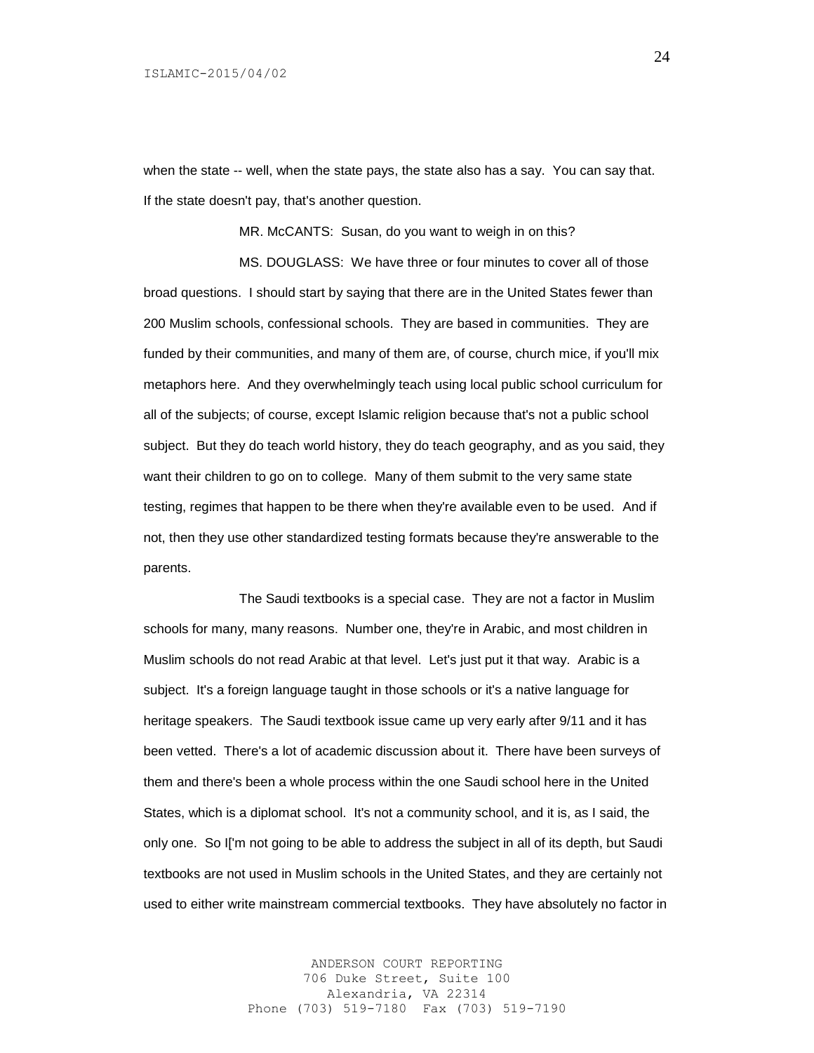when the state -- well, when the state pays, the state also has a say. You can say that. If the state doesn't pay, that's another question.

MR. McCANTS: Susan, do you want to weigh in on this?

MS. DOUGLASS: We have three or four minutes to cover all of those broad questions. I should start by saying that there are in the United States fewer than 200 Muslim schools, confessional schools. They are based in communities. They are funded by their communities, and many of them are, of course, church mice, if you'll mix metaphors here. And they overwhelmingly teach using local public school curriculum for all of the subjects; of course, except Islamic religion because that's not a public school subject. But they do teach world history, they do teach geography, and as you said, they want their children to go on to college. Many of them submit to the very same state testing, regimes that happen to be there when they're available even to be used. And if not, then they use other standardized testing formats because they're answerable to the parents.

The Saudi textbooks is a special case. They are not a factor in Muslim schools for many, many reasons. Number one, they're in Arabic, and most children in Muslim schools do not read Arabic at that level. Let's just put it that way. Arabic is a subject. It's a foreign language taught in those schools or it's a native language for heritage speakers. The Saudi textbook issue came up very early after 9/11 and it has been vetted. There's a lot of academic discussion about it. There have been surveys of them and there's been a whole process within the one Saudi school here in the United States, which is a diplomat school. It's not a community school, and it is, as I said, the only one. So I['m not going to be able to address the subject in all of its depth, but Saudi textbooks are not used in Muslim schools in the United States, and they are certainly not used to either write mainstream commercial textbooks. They have absolutely no factor in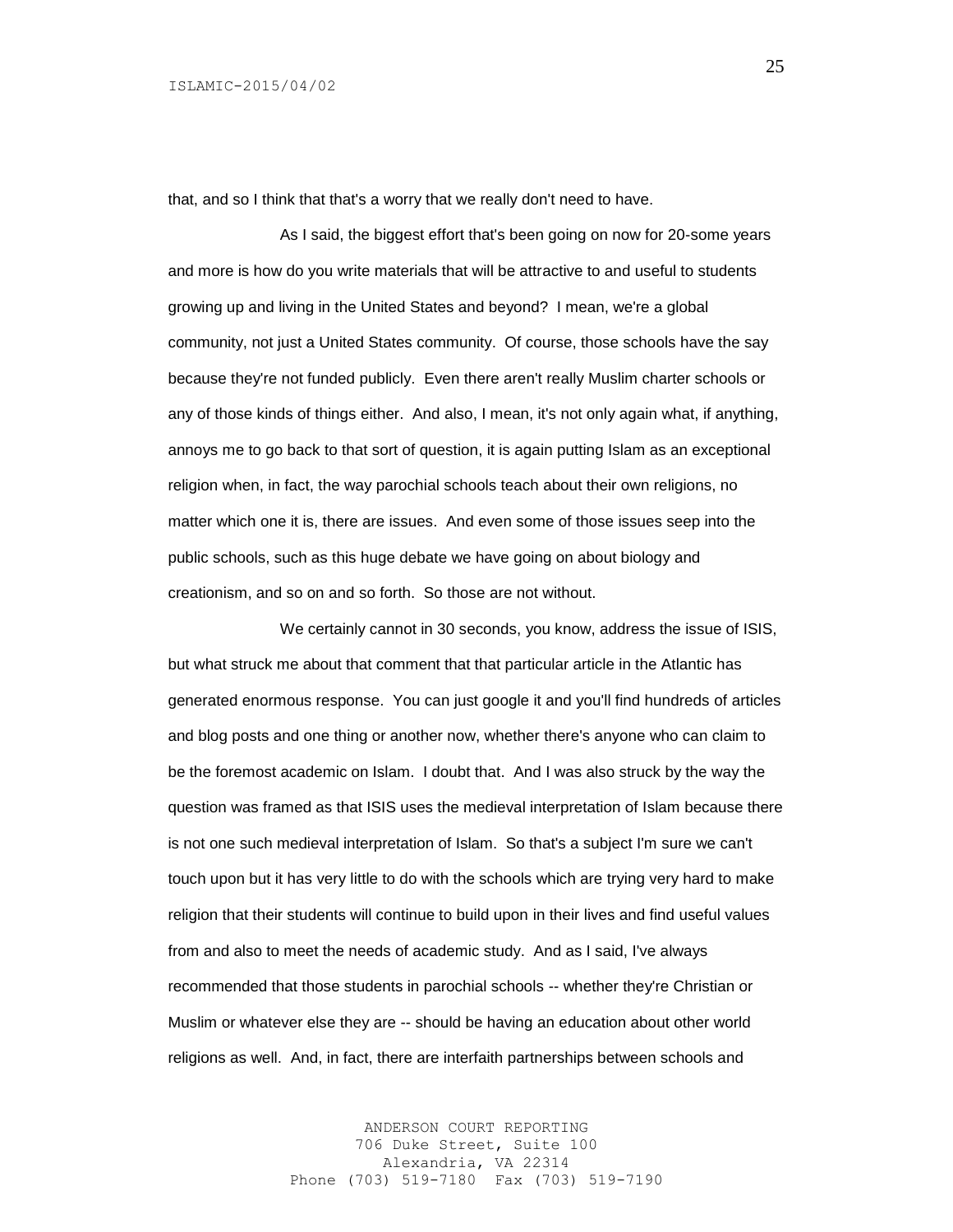that, and so I think that that's a worry that we really don't need to have.

As I said, the biggest effort that's been going on now for 20-some years and more is how do you write materials that will be attractive to and useful to students growing up and living in the United States and beyond? I mean, we're a global community, not just a United States community. Of course, those schools have the say because they're not funded publicly. Even there aren't really Muslim charter schools or any of those kinds of things either. And also, I mean, it's not only again what, if anything, annoys me to go back to that sort of question, it is again putting Islam as an exceptional religion when, in fact, the way parochial schools teach about their own religions, no matter which one it is, there are issues. And even some of those issues seep into the public schools, such as this huge debate we have going on about biology and creationism, and so on and so forth. So those are not without.

We certainly cannot in 30 seconds, you know, address the issue of ISIS, but what struck me about that comment that that particular article in the Atlantic has generated enormous response. You can just google it and you'll find hundreds of articles and blog posts and one thing or another now, whether there's anyone who can claim to be the foremost academic on Islam. I doubt that. And I was also struck by the way the question was framed as that ISIS uses the medieval interpretation of Islam because there is not one such medieval interpretation of Islam. So that's a subject I'm sure we can't touch upon but it has very little to do with the schools which are trying very hard to make religion that their students will continue to build upon in their lives and find useful values from and also to meet the needs of academic study. And as I said, I've always recommended that those students in parochial schools -- whether they're Christian or Muslim or whatever else they are -- should be having an education about other world religions as well. And, in fact, there are interfaith partnerships between schools and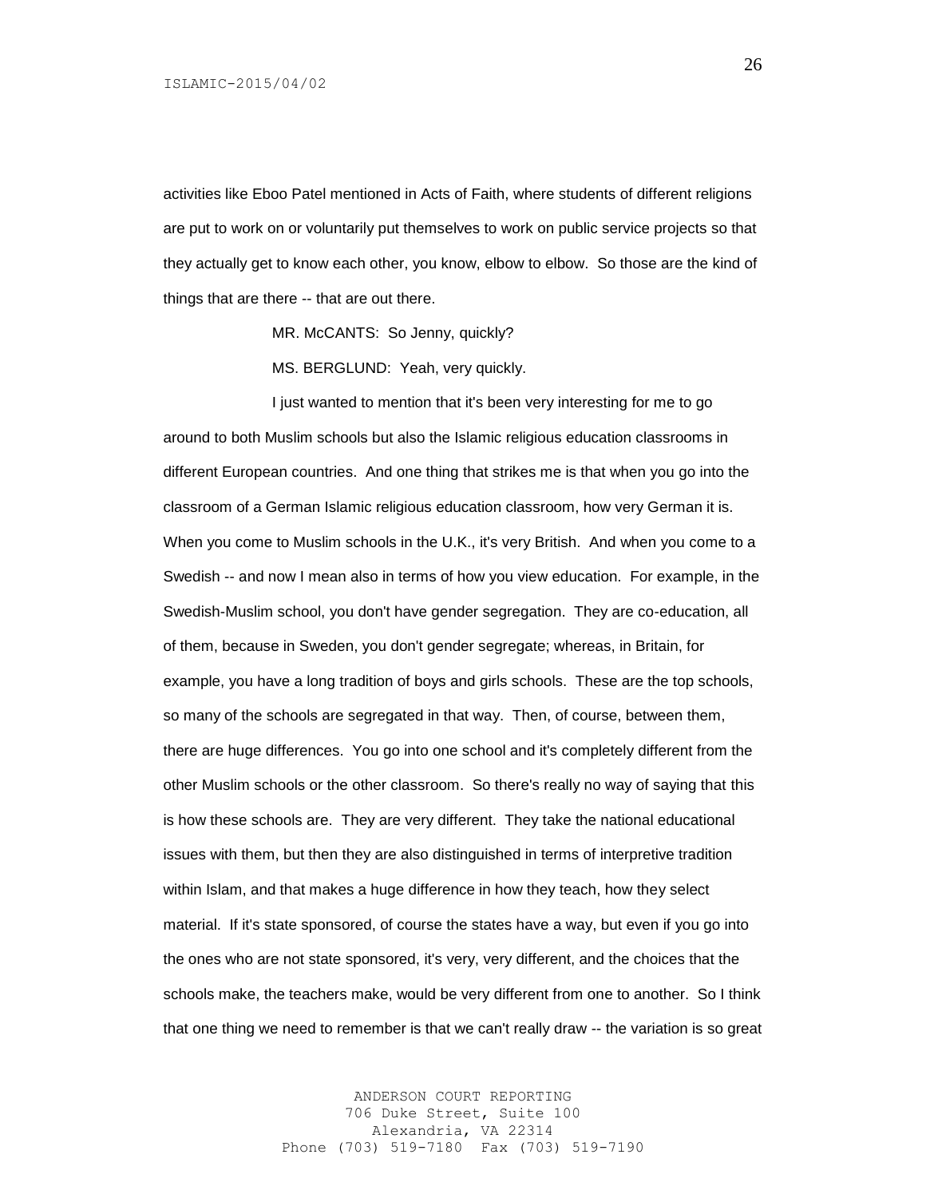activities like Eboo Patel mentioned in Acts of Faith, where students of different religions are put to work on or voluntarily put themselves to work on public service projects so that they actually get to know each other, you know, elbow to elbow. So those are the kind of things that are there -- that are out there.

MR. McCANTS: So Jenny, quickly?

MS. BERGLUND: Yeah, very quickly.

I just wanted to mention that it's been very interesting for me to go around to both Muslim schools but also the Islamic religious education classrooms in different European countries. And one thing that strikes me is that when you go into the classroom of a German Islamic religious education classroom, how very German it is. When you come to Muslim schools in the U.K., it's very British. And when you come to a Swedish -- and now I mean also in terms of how you view education. For example, in the Swedish-Muslim school, you don't have gender segregation. They are co-education, all of them, because in Sweden, you don't gender segregate; whereas, in Britain, for example, you have a long tradition of boys and girls schools. These are the top schools, so many of the schools are segregated in that way. Then, of course, between them, there are huge differences. You go into one school and it's completely different from the other Muslim schools or the other classroom. So there's really no way of saying that this is how these schools are. They are very different. They take the national educational issues with them, but then they are also distinguished in terms of interpretive tradition within Islam, and that makes a huge difference in how they teach, how they select material. If it's state sponsored, of course the states have a way, but even if you go into the ones who are not state sponsored, it's very, very different, and the choices that the schools make, the teachers make, would be very different from one to another. So I think that one thing we need to remember is that we can't really draw -- the variation is so great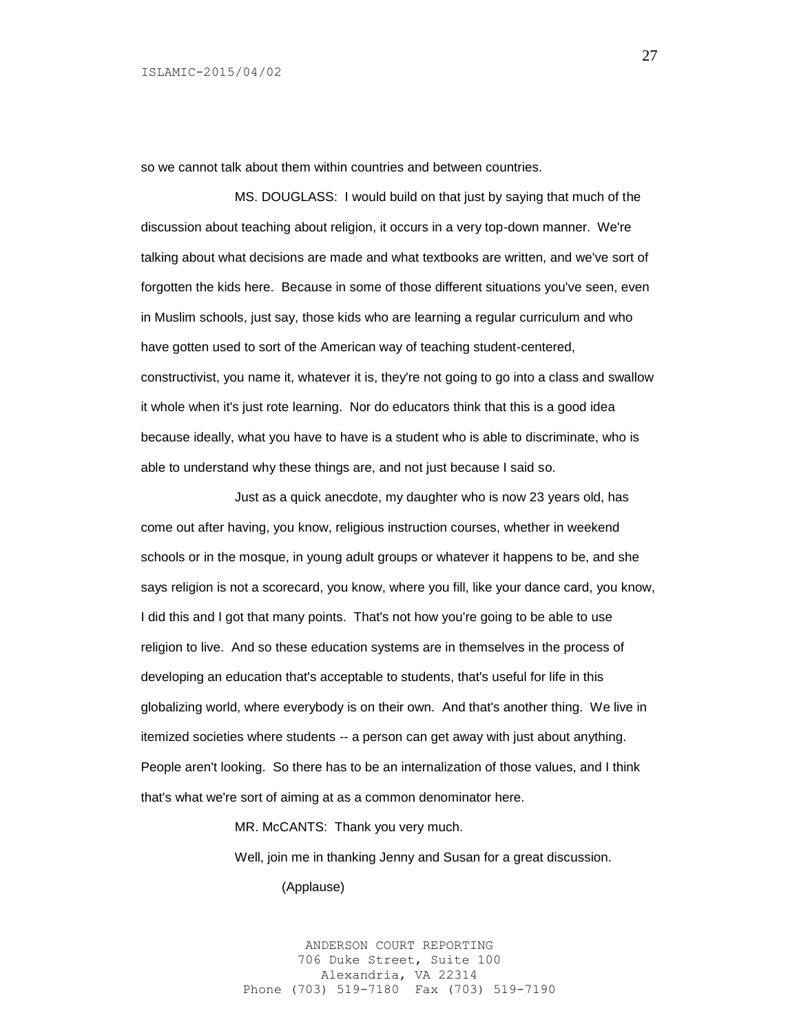so we cannot talk about them within countries and between countries.

MS. DOUGLASS: I would build on that just by saying that much of the discussion about teaching about religion, it occurs in a very top-down manner. We're talking about what decisions are made and what textbooks are written, and we've sort of forgotten the kids here. Because in some of those different situations you've seen, even in Muslim schools, just say, those kids who are learning a regular curriculum and who have gotten used to sort of the American way of teaching student-centered, constructivist, you name it, whatever it is, they're not going to go into a class and swallow it whole when it's just rote learning. Nor do educators think that this is a good idea because ideally, what you have to have is a student who is able to discriminate, who is able to understand why these things are, and not just because I said so.

Just as a quick anecdote, my daughter who is now 23 years old, has come out after having, you know, religious instruction courses, whether in weekend schools or in the mosque, in young adult groups or whatever it happens to be, and she says religion is not a scorecard, you know, where you fill, like your dance card, you know, I did this and I got that many points. That's not how you're going to be able to use religion to live. And so these education systems are in themselves in the process of developing an education that's acceptable to students, that's useful for life in this globalizing world, where everybody is on their own. And that's another thing. We live in itemized societies where students -- a person can get away with just about anything. People aren't looking. So there has to be an internalization of those values, and I think that's what we're sort of aiming at as a common denominator here.

MR. McCANTS: Thank you very much.

Well, join me in thanking Jenny and Susan for a great discussion.

(Applause)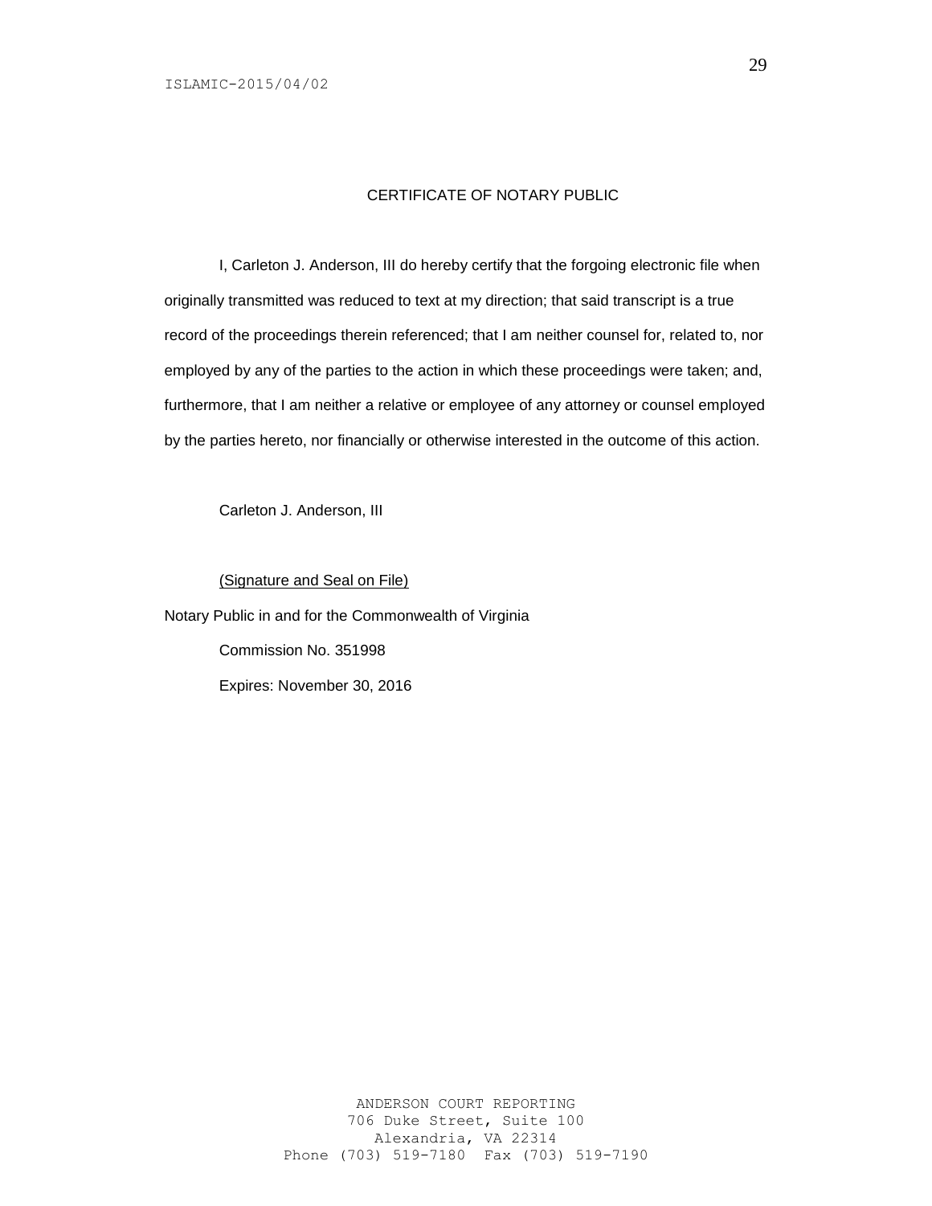## CERTIFICATE OF NOTARY PUBLIC

I, Carleton J. Anderson, III do hereby certify that the forgoing electronic file when originally transmitted was reduced to text at my direction; that said transcript is a true record of the proceedings therein referenced; that I am neither counsel for, related to, nor employed by any of the parties to the action in which these proceedings were taken; and, furthermore, that I am neither a relative or employee of any attorney or counsel employed by the parties hereto, nor financially or otherwise interested in the outcome of this action.

Carleton J. Anderson, III

(Signature and Seal on File)

Notary Public in and for the Commonwealth of Virginia

Commission No. 351998

Expires: November 30, 2016